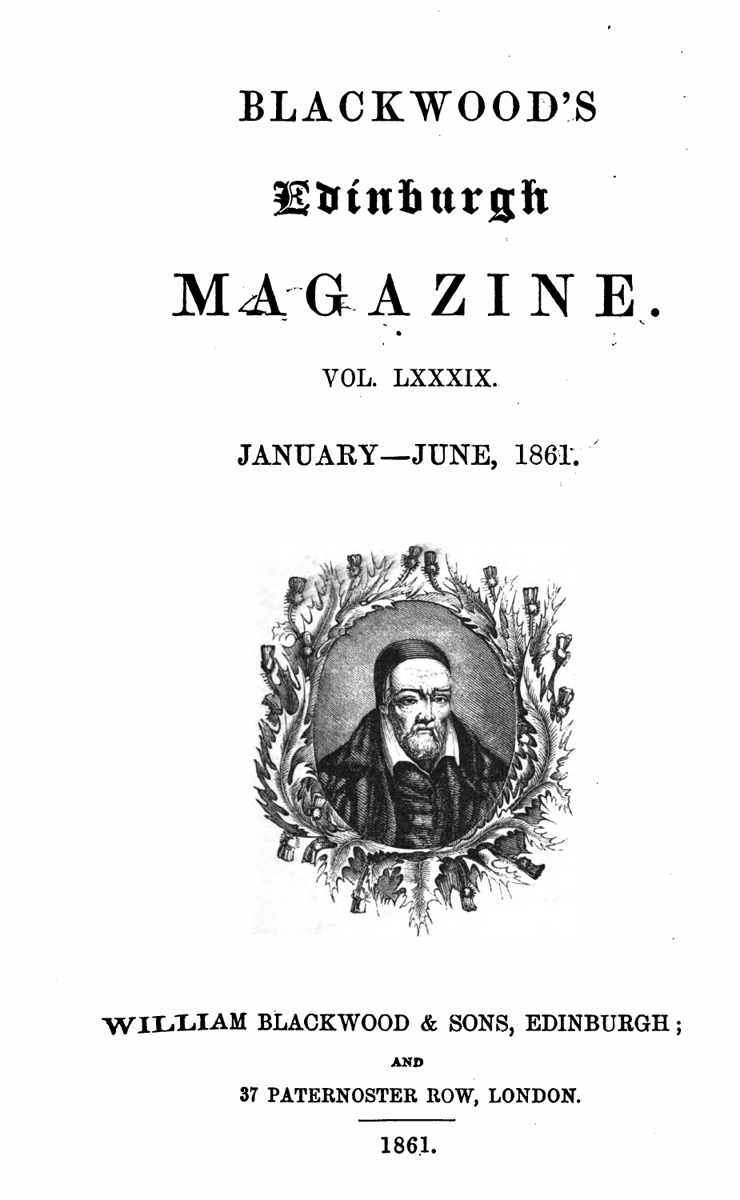# BLACKWOOD'S

# Edinburgh

# MAGAZINE.

VOL. LXXXIX.

JANUARY—JUNE, 1861.

WILLIAM BLACKWOOD & SONS, EDINBURGH;

AND

37 PATERNOSTER ROW, LONDON.

1861.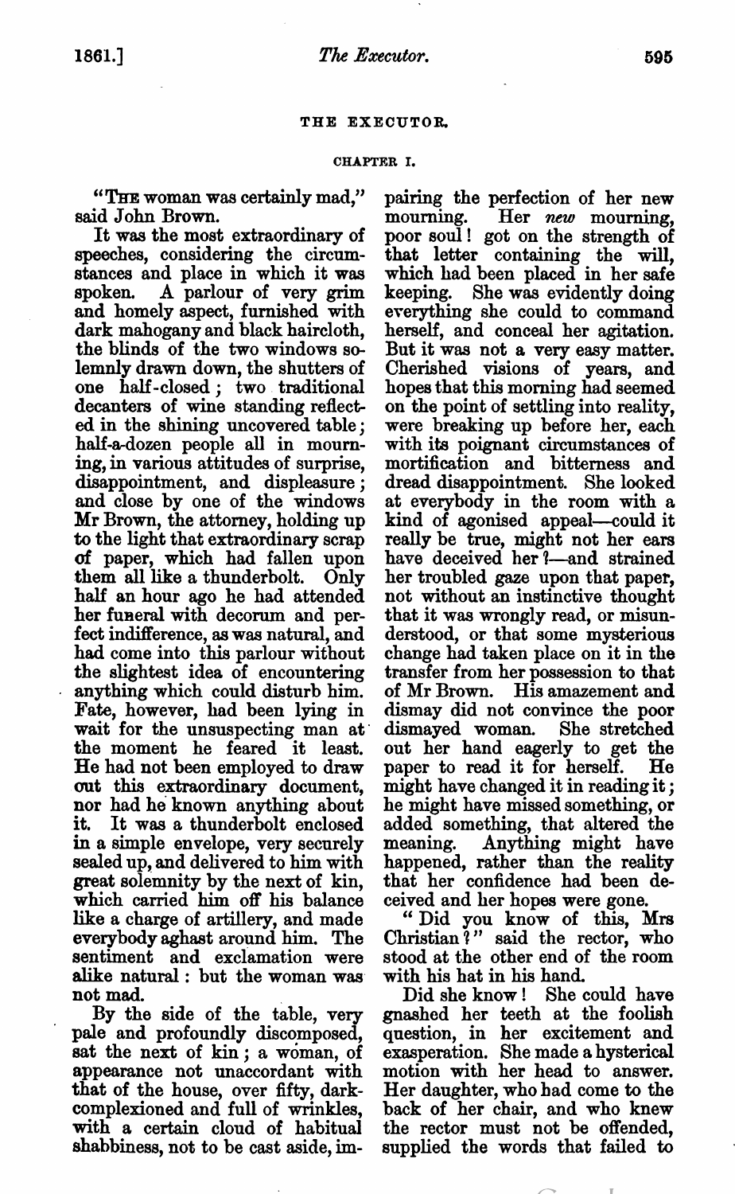# THE EXECUTOR.

## CHAPTER I.

"The woman was certainly mad," said John Brown.

It was the most extraordinary of speeches, considering the circumstances and place in which it was spoken. A parlour of very grim and homely aspect, furnished with dark mahogany and black haircloth, the blinds of the two windows solemnly drawn down, the shutters of one half-closed; two traditional decanters of wine standing reflected in the shining uncovered table; half-a-dozen people all in mourning, in various attitudes of surprise, disappointment, and displeasure; and close by one of the windows Mr Brown, the attorney, holding up to the light that extraordinary scrap of paper, which had fallen upon them all like a thunderbolt. Only half an hour ago he had attended her funeral with decorum and perfect indifference, as was natural, and had come into this parlour without the slightest idea of encountering anything which could disturb him. Fate, however, had been lying in wait for the unsuspecting man at the moment he feared it least. He had not been employed to draw out this extraordinary document, nor had he known anything about it. It was a thunderbolt enclosed in a simple envelope, very securely sealed up, and delivered to him with great solemnity by the next of kin, which carried him off his balance like a charge of artillery, and made everybody aghast around him. The sentiment and exclamation were alike natural: but the woman was not mad.

By the side of the table, very pale and profoundly discomposed, sat the next of kin; a woman, of appearance not unaccordant with that of the house, over fifty, dark-complexioned and full of wrinkles, with a certain cloud of habitual shabbiness, not to be cast aside, impairing the perfection of her new mourning. Her *new* mourning, poor soul! got on the strength of that letter containing the will, which had been placed in her safe keeping. She was evidently doing everything she could to command herself, and conceal her agitation. But it was not a very easy matter. Cherished visions of years, and hopes that this morning had seemed on the point of settling into reality, were breaking up before her, each with its poignant circumstances of mortification and bitterness and dread disappointment. She looked at everybody in the room with a kind of agonised appeal—could it really be true, might not her ears have deceived her?—and strained her troubled gaze upon that paper, not without an instinctive thought that it was wrongly read, or misunderstood, or that some mysterious change had taken place on it in the transfer from her possession to that of Mr Brown. His amazement and dismay did not convince the poor dismayed woman. She stretched out her hand eagerly to get the paper to read it for herself. He might have changed it in reading it; he might have missed something, or added something, that altered the meaning. Anything might have happened, rather than the reality that her confidence had been deceived and her hopes were gone.

"Did you know of this, Mrs Christian?" said the rector, who stood at the other end of the room with his hat in his hand.

Did she know! She could have gnashed her teeth at the foolish question, in her excitement and exasperation. She made a hysterical motion with her head to answer. Her daughter, who had come to the back of her chair, and who knew the rector must not be offended, supplied the words that failed to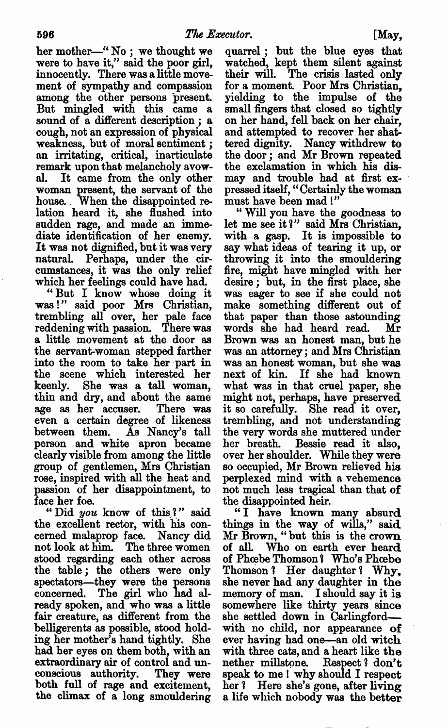her mother—" No ; we thought we were to have it," said the poor girl, innocently. There was a little movement of sympathy and compassion among the other persons present. But mingled with this came a sound of a different description ; a cough, not an expression of physical weakness, but of moral sentiment ; an irritating, critical, inarticulate remark upon that melancholy avowal. It came from the only other woman present, the servant of the house. When the disappointed relation heard it, she flushed into sudden rage, and made an immediate identification of her enemy. It was not dignified, but it was very natural. Perhaps, under the circumstances, it was the only relief which her feelings could have had.

" But I know whose doing it was!" said poor Mrs Christian, trembling all over, her pale face reddening with passion. There was a little movement at the door as the servant-woman stepped farther into the room to take her part in the scene which interested her keenly. She was a tall woman, thin and dry, and about the same age as her accuser. There was even a certain degree of likeness between them. As Nancy's tall person and white apron became clearly visible from among the little group of gentlemen, Mrs Christian rose, inspired with all the heat and passion of her disappointment, to face her foe.

" Did *you* know of this?" said the excellent rector, with his concerned malaprop face. Nancy did not look at him. The three women stood regarding each other across the table ; the others were only spectators—they were the persons concerned. The girl who had already spoken, and who was a little fair creature, as different from the belligerents as possible, stood holding her mother's hand tightly. She had her eyes on them both, with an extraordinary air of control and unconscious authority. They were both full of rage and excitement, the climax of a long smouldering quarrel ; but the blue eyes that watched, kept them silent against their will. The crisis lasted only for a moment. Poor Mrs Christian, yielding to the impulse of the small fingers that closed so tightly on her hand, fell back on her chair, and attempted to recover her shattered dignity. Nancy withdrew to the door ; and Mr Brown repeated the exclamation in which his dismay and trouble had at first expressed itself, " Certainly the woman must have been mad !"

" Will you have the goodness to let me see it?" said Mrs Christian, with a gasp. It is impossible to say what ideas of tearing it up, or throwing it into the smouldering fire, might have mingled with her desire ; but, in the first place, she was eager to see if she could not make something different out of that paper than those astounding words she had heard read. Mr Brown was an honest man, but he was an attorney ; and Mrs Christian was an honest woman, but she was next of kin. If she had known what was in that cruel paper, she might not, perhaps, have preserved it so carefully. She read it over, trembling, and not understanding the very words she muttered under her breath. Bessie read it also, over her shoulder. While they were so occupied, Mr Brown relieved his perplexed mind with a vehemence not much less tragical than that of the disappointed heir.

" I have known many absurd things in the way of wills," said Mr Brown, " but this is the crown of all. Who on earth ever heard of Phœbe Thomson? Who's Phœbe Thomson? Her daughter? Why, she never had any daughter in the memory of man. I should say it is somewhere like thirty years since she settled down in Carlingford—with no child, nor appearance of ever having had one—an old witch with three cats, and a heart like the nether millstone. Respect? don't speak to me! why should I respect her? Here she's gone, after living a life which nobody was the better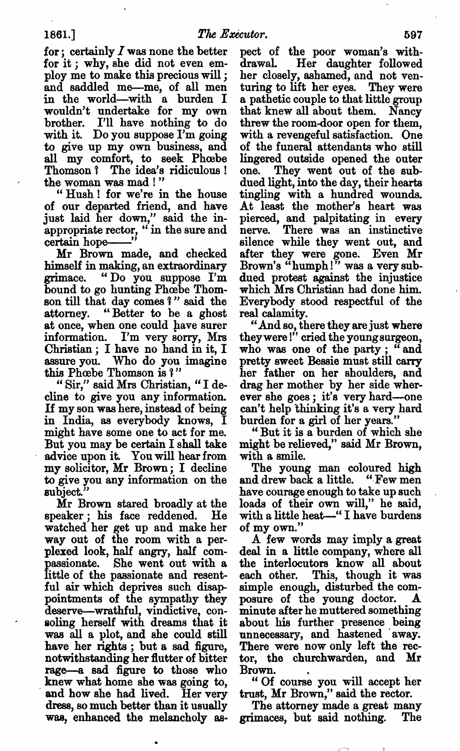for; certainly *I* was none the better for it; why, she did not even employ me to make this precious will; and saddled me—me, of all men in the world—with a burden I wouldn't undertake for my own brother. I'll have nothing to do with it. Do you suppose I'm going to give up my own business, and all my comfort, to seek Phœbe Thomson? The idea's ridiculous! the woman was mad!"

"Hush! for we're in the house of our departed friend, and have just laid her down," said the inappropriate rector, "in the sure and certain hope——"

Mr Brown made, and checked himself in making, an extraordinary grimace. "Do you suppose I'm bound to go hunting Phœbe Thomson till that day comes?" said the attorney. "Better to be a ghost at once, when one could have surer information. I'm very sorry, Mrs Christian; I have no hand in it, I assure you. Who do you imagine this Phœbe Thomson is?"

"Sir," said Mrs Christian, "I decline to give you any information. If my son was here, instead of being in India, as everybody knows, I might have some one to act for me. But you may be certain I shall take advice upon it. You will hear from my solicitor, Mr Brown; I decline to give you any information on the subject."

Mr Brown stared broadly at the speaker; his face reddened. He watched her get up and make her way out of the room with a perplexed look, half angry, half compassionate. She went out with a little of the passionate and resentful air which deprives such disappointments of the sympathy they deserve—wrathful, vindictive, consoling herself with dreams that it was all a plot, and she could still have her rights; but a sad figure, notwithstanding her flutter of bitter rage—a sad figure to those who knew what home she was going to, and how she had lived. Her very dress, so much better than it usually was, enhanced the melancholy aspect of the poor woman's withdrawal. Her daughter followed her closely, ashamed, and not venturing to lift her eyes. They were a pathetic couple to that little group that knew all about them. Nancy threw the room-door open for them, with a revengeful satisfaction. One of the funeral attendants who still lingered outside opened the outer one. They went out of the subdued light, into the day, their hearts tingling with a hundred wounds. At least the mother's heart was pierced, and palpitating in every nerve. There was an instinctive silence while they went out, and after they were gone. Even Mr Brown's "humph!" was a very subdued protest against the injustice which Mrs Christian had done him. Everybody stood respectful of the real calamity.

"And so, there they are just where they were!" cried the young surgeon, who was one of the party; "and pretty sweet Bessie must still carry her father on her shoulders, and drag her mother by her side wherever she goes; it's very hard—one can't help thinking it's a very hard burden for a girl of her years."

"But it is a burden of which she might be relieved," said Mr Brown, with a smile.

The young man coloured high and drew back a little. "Few men have courage enough to take up such loads of their own will," he said, with a little heat—"I have burdens of my own."

A few words may imply a great deal in a little company, where all the interlocutors know all about each other. This, though it was simple enough, disturbed the composure of the young doctor. A minute after he muttered something about his further presence being unnecessary, and hastened away. There were now only left the rector, the churchwarden, and Mr Brown.

"Of course you will accept her trust, Mr Brown," said the rector.

The attorney made a great many grimaces, but said nothing. The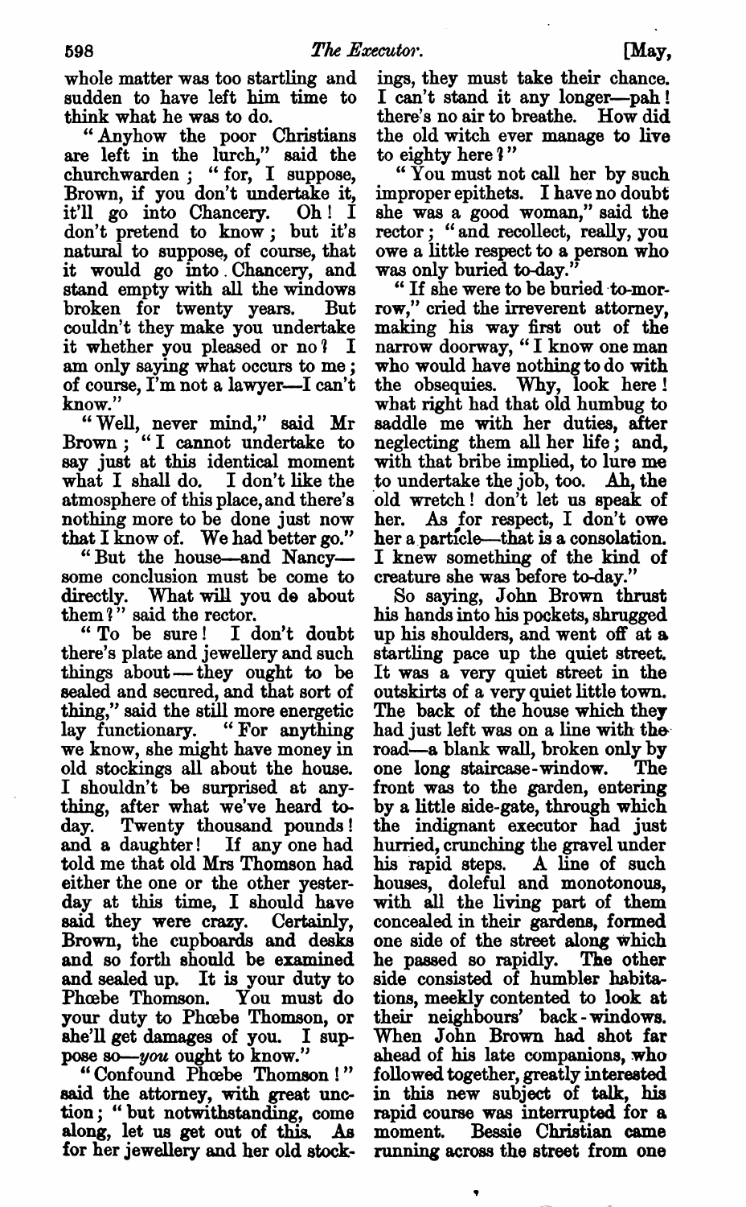whole matter was too startling and sudden to have left him time to think what he was to do.

"Anyhow the poor Christians are left in the lurch," said the churchwarden; "for, I suppose, Brown, if you don't undertake it, it'll go into Chancery. Oh! I don't pretend to know; but it's natural to suppose, of course, that it would go into Chancery, and stand empty with all the windows broken for twenty years. But couldn't they make you undertake it whether you pleased or no? I am only saying what occurs to me; of course, I'm not a lawyer—I can't know."

"Well, never mind," said Mr Brown; "I cannot undertake to say just at this identical moment what I shall do. I don't like the atmosphere of this place, and there's nothing more to be done just now that I know of. We had better go."

"But the house—and Nancy—some conclusion must be come to directly. What will you do about them?" said the rector.

"To be sure! I don't doubt there's plate and jewellery and such things about—they ought to be sealed and secured, and that sort of thing," said the still more energetic lay functionary. "For anything we know, she might have money in old stockings all about the house. I shouldn't be surprised at anything, after what we've heard today. Twenty thousand pounds! and a daughter! If any one had told me that old Mrs Thomson had either the one or the other yesterday at this time, I should have said they were crazy. Certainly, Brown, the cupboards and desks and so forth should be examined and sealed up. It is your duty to Phœbe Thomson. You must do your duty to Phœbe Thomson, or she'll get damages of you. I suppose so—*you* ought to know."

"Confound Phœbe Thomson!" said the attorney, with great unction; "but notwithstanding, come along, let us get out of this. As for her jewellery and her old stockings, they must take their chance. I can't stand it any longer—pah! there's no air to breathe. How did the old witch ever manage to live to eighty here?"

"You must not call her by such improper epithets. I have no doubt she was a good woman," said the rector; "and recollect, really, you owe a little respect to a person who was only buried to-day."

"If she were to be buried to-morrow," cried the irreverent attorney, making his way first out of the narrow doorway, "I know one man who would have nothing to do with the obsequies. Why, look here! what right had that old humbug to saddle me with her duties, after neglecting them all her life; and, with that bribe implied, to lure me to undertake the job, too. Ah, the old wretch! don't let us speak of her. As for respect, I don't owe her a particle—that is a consolation. I knew something of the kind of creature she was before to-day."

So saying, John Brown thrust his hands into his pockets, shrugged up his shoulders, and went off at a startling pace up the quiet street. It was a very quiet street in the outskirts of a very quiet little town. The back of the house which they had just left was on a line with the road—a blank wall, broken only by one long staircase-window. The front was to the garden, entering by a little side-gate, through which the indignant executor had just hurried, crunching the gravel under his rapid steps. A line of such houses, doleful and monotonous, with all the living part of them concealed in their gardens, formed one side of the street along which he passed so rapidly. The other side consisted of humbler habitations, meekly contented to look at their neighbours' back-windows. When John Brown had shot far ahead of his late companions, who followed together, greatly interested in this new subject of talk, his rapid course was interrupted for a moment. Bessie Christian came running across the street from one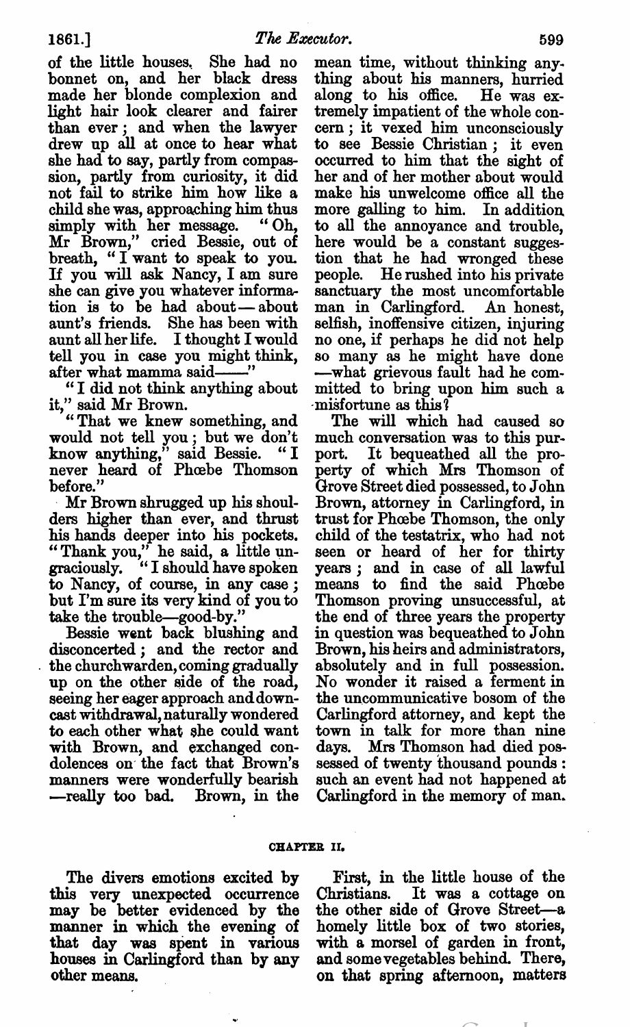of the little houses. She had no bonnet on, and her black dress made her blonde complexion and light hair look clearer and fairer than ever; and when the lawyer drew up all at once to hear what she had to say, partly from compassion, partly from curiosity, it did not fail to strike him how like a child she was, approaching him thus simply with her message. "Oh, Mr Brown," cried Bessie, out of breath, "I want to speak to you. If you will ask Nancy, I am sure she can give you whatever information is to be had about—about aunt's friends. She has been with aunt all her life. I thought I would tell you in case you might think, after what mamma said——"

"I did not think anything about it," said Mr Brown.

"That we knew something, and would not tell you; but we don't know anything," said Bessie. "I never heard of Phœbe Thomson before."

Mr Brown shrugged up his shoulders higher than ever, and thrust his hands deeper into his pockets. "Thank you," he said, a little ungraciously. "I should have spoken to Nancy, of course, in any case; but I'm sure its very kind of you to take the trouble—good-by."

Bessie went back blushing and disconcerted; and the rector and the churchwarden, coming gradually up on the other side of the road, seeing her eager approach and downcast withdrawal, naturally wondered to each other what she could want with Brown, and exchanged condolences on the fact that Brown's manners were wonderfully bearish—really too bad. Brown, in the mean time, without thinking anything about his manners, hurried along to his office. He was extremely impatient of the whole concern; it vexed him unconsciously to see Bessie Christian; it even occurred to him that the sight of her and of her mother about would make his unwelcome office all the more galling to him. In addition to all the annoyance and trouble, here would be a constant suggestion that he had wronged these people. He rushed into his private sanctuary the most uncomfortable man in Carlingford. An honest, selfish, inoffensive citizen, injuring no one, if perhaps he did not help so many as he might have done—what grievous fault had he committed to bring upon him such a misfortune as this?

The will which had caused so much conversation was to this purport. It bequeathed all the property of which Mrs Thomson of Grove Street died possessed, to John Brown, attorney in Carlingford, in trust for Phœbe Thomson, the only child of the testatrix, who had not seen or heard of her for thirty years; and in case of all lawful means to find the said Phœbe Thomson proving unsuccessful, at the end of three years the property in question was bequeathed to John Brown, his heirs and administrators, absolutely and in full possession. No wonder it raised a ferment in the uncommunicative bosom of the Carlingford attorney, and kept the town in talk for more than nine days. Mrs Thomson had died possessed of twenty thousand pounds: such an event had not happened at Carlingford in the memory of man.

## CHAPTER II.

The divers emotions excited by this very unexpected occurrence may be better evidenced by the manner in which the evening of that day was spent in various houses in Carlingford than by any other means.

First, in the little house of the Christians. It was a cottage on the other side of Grove Street—a homely little box of two stories, with a morsel of garden in front, and some vegetables behind. There, on that spring afternoon, matters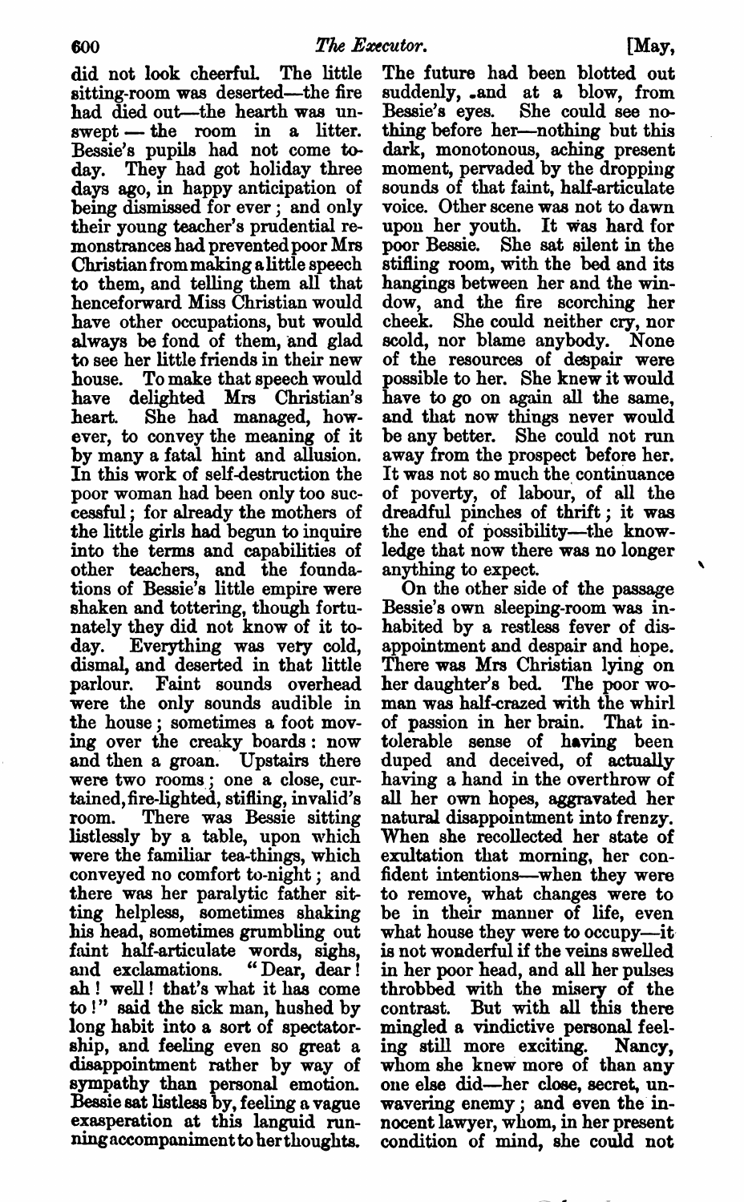did not look cheerful. The little sitting-room was deserted—the fire had died out—the hearth was unswept — the room in a litter. Bessie's pupils had not come to-day. They had got holiday three days ago, in happy anticipation of being dismissed for ever; and only their young teacher's prudential remonstrances had prevented poor Mrs Christian from making a little speech to them, and telling them all that henceforward Miss Christian would have other occupations, but would always be fond of them, and glad to see her little friends in their new house. To make that speech would have delighted Mrs Christian's heart. She had managed, however, to convey the meaning of it by many a fatal hint and allusion. In this work of self-destruction the poor woman had been only too successful; for already the mothers of the little girls had begun to inquire into the terms and capabilities of other teachers, and the foundations of Bessie's little empire were shaken and tottering, though fortunately they did not know of it to-day. Everything was very cold, dismal, and deserted in that little parlour. Faint sounds overhead were the only sounds audible in the house; sometimes a foot moving over the creaky boards: now and then a groan. Upstairs there were two rooms; one a close, curtained, fire-lighted, stifling, invalid's room. There was Bessie sitting listlessly by a table, upon which were the familiar tea-things, which conveyed no comfort to-night; and there was her paralytic father sitting helpless, sometimes shaking his head, sometimes grumbling out faint half-articulate words, sighs, and exclamations. "Dear, dear! ah! well! that's what it has come to!" said the sick man, hushed by long habit into a sort of spectatorship, and feeling even so great a disappointment rather by way of sympathy than personal emotion. Bessie sat listless by, feeling a vague exasperation at this languid running accompaniment to her thoughts. The future had been blotted out suddenly, and at a blow, from Bessie's eyes. She could see nothing before her—nothing but this dark, monotonous, aching present moment, pervaded by the dropping sounds of that faint, half-articulate voice. Other scene was not to dawn upon her youth. It was hard for poor Bessie. She sat silent in the stifling room, with the bed and its hangings between her and the window, and the fire scorching her cheek. She could neither cry, nor scold, nor blame anybody. None of the resources of despair were possible to her. She knew it would have to go on again all the same, and that now things never would be any better. She could not run away from the prospect before her. It was not so much the continuance of poverty, of labour, of all the dreadful pinches of thrift; it was the end of possibility—the knowledge that now there was no longer anything to expect.

On the other side of the passage Bessie's own sleeping-room was inhabited by a restless fever of disappointment and despair and hope. There was Mrs Christian lying on her daughter's bed. The poor woman was half-crazed with the whirl of passion in her brain. That intolerable sense of having been duped and deceived, of actually having a hand in the overthrow of all her own hopes, aggravated her natural disappointment into frenzy. When she recollected her state of exultation that morning, her confident intentions—when they were to remove, what changes were to be in their manner of life, even what house they were to occupy—it is not wonderful if the veins swelled in her poor head, and all her pulses throbbed with the misery of the contrast. But with all this there mingled a vindictive personal feeling still more exciting. Nancy, whom she knew more of than any one else did—her close, secret, unwavering enemy; and even the innocent lawyer, whom, in her present condition of mind, she could not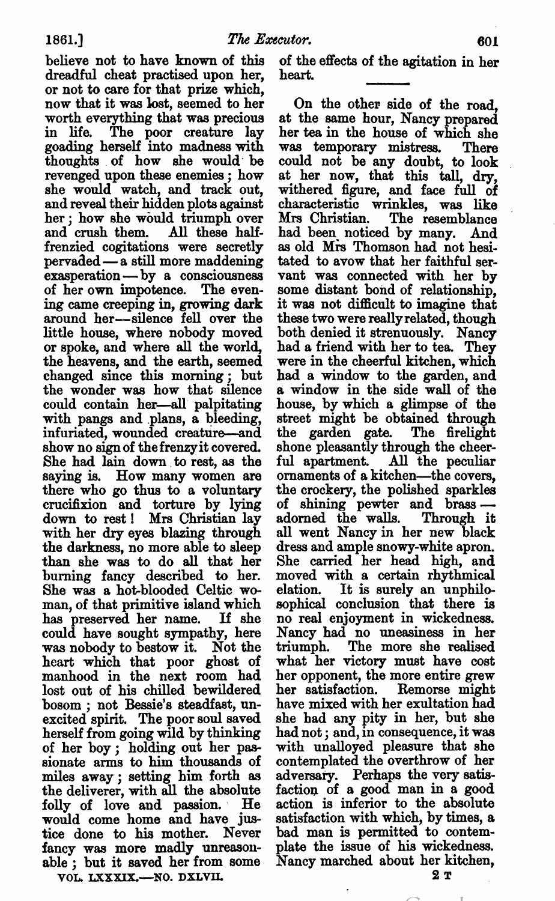believe not to have known of this dreadful cheat practised upon her, or not to care for that prize which, now that it was lost, seemed to her worth everything that was precious in life. The poor creature lay goading herself into madness with thoughts of how she would be revenged upon these enemies; how she would watch, and track out, and reveal their hidden plots against her; how she would triumph over and crush them. All these half-frenzied cogitations were secretly pervaded—a still more maddening exasperation—by a consciousness of her own impotence. The evening came creeping in, growing dark around her—silence fell over the little house, where nobody moved or spoke, and where all the world, the heavens, and the earth, seemed changed since this morning; but the wonder was how that silence could contain her—all palpitating with pangs and plans, a bleeding, infuriated, wounded creature—and show no sign of the frenzy it covered. She had lain down to rest, as the saying is. How many women are there who go thus to a voluntary crucifixion and torture by lying down to rest! Mrs Christian lay with her dry eyes blazing through the darkness, no more able to sleep than she was to do all that her burning fancy described to her. She was a hot-blooded Celtic woman, of that primitive island which has preserved her name. If she could have sought sympathy, here was nobody to bestow it. Not the heart which that poor ghost of manhood in the next room had lost out of his chilled bewildered bosom; not Bessie's steadfast, unexcited spirit. The poor soul saved herself from going wild by thinking of her boy; holding out her passionate arms to him thousands of miles away; setting him forth as the deliverer, with all the absolute folly of love and passion. He would come home and have justice done to his mother. Never fancy was more madly unreasonable; but it saved her from some of the effects of the agitation in her heart.

---

On the other side of the road, at the same hour, Nancy prepared her tea in the house of which she was temporary mistress. There could not be any doubt, to look at her now, that this tall, dry, withered figure, and face full of characteristic wrinkles, was like Mrs Christian. The resemblance had been noticed by many. And as old Mrs Thomson had not hesitated to avow that her faithful servant was connected with her by some distant bond of relationship, it was not difficult to imagine that these two were really related, though both denied it strenuously. Nancy had a friend with her to tea. They were in the cheerful kitchen, which had a window to the garden, and a window in the side wall of the house, by which a glimpse of the street might be obtained through the garden gate. The firelight shone pleasantly through the cheerful apartment. All the peculiar ornaments of a kitchen—the covers, the crockery, the polished sparkles of shining pewter and brass—adorned the walls. Through it all went Nancy in her new black dress and ample snowy-white apron. She carried her head high, and moved with a certain rhythmical elation. It is surely an unphilosophical conclusion that there is no real enjoyment in wickedness. Nancy had no uneasiness in her triumph. The more she realised what her victory must have cost her opponent, the more entire grew her satisfaction. Remorse might have mixed with her exultation had she had any pity in her, but she had not; and, in consequence, it was with unalloyed pleasure that she contemplated the overthrow of her adversary. Perhaps the very satisfaction of a good man in a good action is inferior to the absolute satisfaction with which, by times, a bad man is permitted to contemplate the issue of his wickedness. Nancy marched about her kitchen,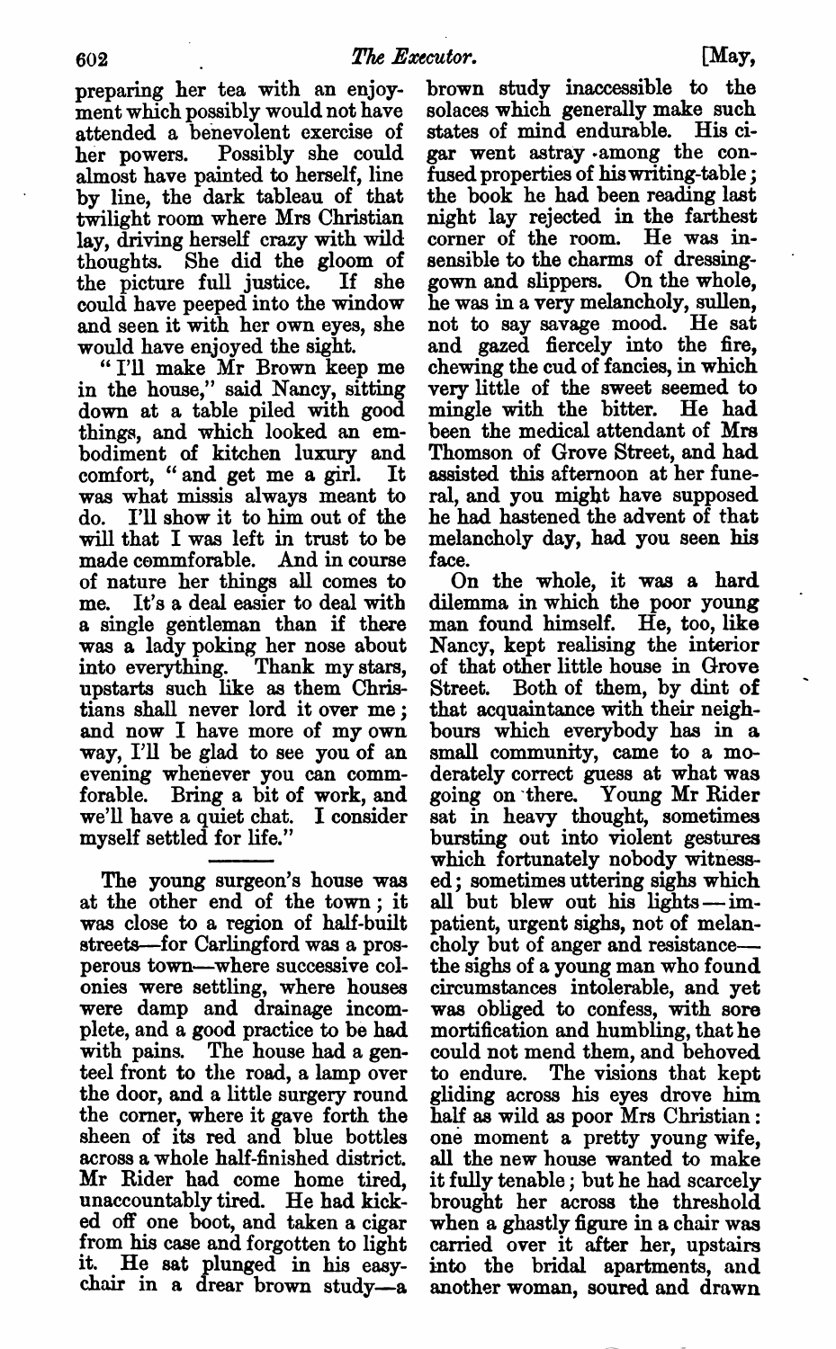preparing her tea with an enjoyment which possibly would not have attended a benevolent exercise of her powers. Possibly she could almost have painted to herself, line by line, the dark tableau of that twilight room where Mrs Christian lay, driving herself crazy with wild thoughts. She did the gloom of the picture full justice. If she could have peeped into the window and seen it with her own eyes, she would have enjoyed the sight.

"I'll make Mr Brown keep me in the house," said Nancy, sitting down at a table piled with good things, and which looked an embodiment of kitchen luxury and comfort, "and get me a girl. It was what missis always meant to do. I'll show it to him out of the will that I was left in trust to be made commforable. And in course of nature her things all comes to me. It's a deal easier to deal with a single gentleman than if there was a lady poking her nose about into everything. Thank my stars, upstarts such like as them Christians shall never lord it over me; and now I have more of my own way, I'll be glad to see you of an evening whenever you can commforable. Bring a bit of work, and we'll have a quiet chat. I consider myself settled for life."

---

The young surgeon's house was at the other end of the town; it was close to a region of half-built streets—for Carlingford was a prosperous town—where successive colonies were settling, where houses were damp and drainage incomplete, and a good practice to be had with pains. The house had a genteel front to the road, a lamp over the door, and a little surgery round the corner, where it gave forth the sheen of its red and blue bottles across a whole half-finished district. Mr Rider had come home tired, unaccountably tired. He had kicked off one boot, and taken a cigar from his case and forgotten to light it. He sat plunged in his easy-chair in a drear brown study—a brown study inaccessible to the solaces which generally make such states of mind endurable. His cigar went astray among the confused properties of his writing-table; the book he had been reading last night lay rejected in the farthest corner of the room. He was insensible to the charms of dressing-gown and slippers. On the whole, he was in a very melancholy, sullen, not to say savage mood. He sat and gazed fiercely into the fire, chewing the cud of fancies, in which very little of the sweet seemed to mingle with the bitter. He had been the medical attendant of Mrs Thomson of Grove Street, and had assisted this afternoon at her funeral, and you might have supposed he had hastened the advent of that melancholy day, had you seen his face.

On the whole, it was a hard dilemma in which the poor young man found himself. He, too, like Nancy, kept realising the interior of that other little house in Grove Street. Both of them, by dint of that acquaintance with their neighbours which everybody has in a small community, came to a moderately correct guess at what was going on there. Young Mr Rider sat in heavy thought, sometimes bursting out into violent gestures which fortunately nobody witnessed; sometimes uttering sighs which all but blew out his lights—impatient, urgent sighs, not of melancholy but of anger and resistance—the sighs of a young man who found circumstances intolerable, and yet was obliged to confess, with sore mortification and humbling, that he could not mend them, and behoved to endure. The visions that kept gliding across his eyes drove him half as wild as poor Mrs Christian: one moment a pretty young wife, all the new house wanted to make it fully tenable; but he had scarcely brought her across the threshold when a ghastly figure in a chair was carried over it after her, upstairs into the bridal apartments, and another woman, soured and drawn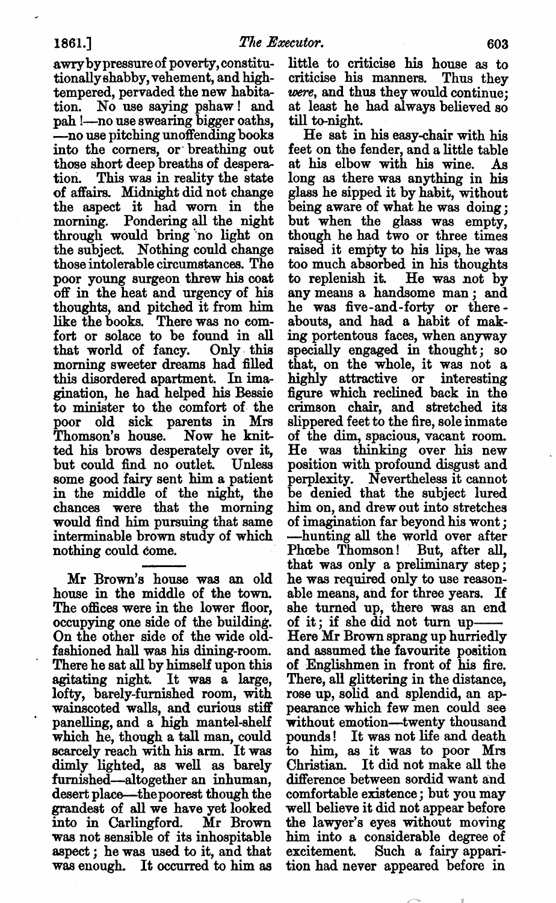awry by pressure of poverty, constitutionally shabby, vehement, and high-tempered, pervaded the new habitation. No use saying pshaw! and pah!—no use swearing bigger oaths,—no use pitching unoffending books into the corners, or breathing out those short deep breaths of desperation. This was in reality the state of affairs. Midnight did not change the aspect it had worn in the morning. Pondering all the night through would bring no light on the subject. Nothing could change those intolerable circumstances. The poor young surgeon threw his coat off in the heat and urgency of his thoughts, and pitched it from him like the books. There was no comfort or solace to be found in all that world of fancy. Only this morning sweeter dreams had filled this disordered apartment. In imagination, he had helped his Bessie to minister to the comfort of the poor old sick parents in Mrs Thomson's house. Now he knitted his brows desperately over it, but could find no outlet. Unless some good fairy sent him a patient in the middle of the night, the chances were that the morning would find him pursuing that same interminable brown study of which nothing could come.

---

Mr Brown's house was an old house in the middle of the town. The offices were in the lower floor, occupying one side of the building. On the other side of the wide old-fashioned hall was his dining-room. There he sat all by himself upon this agitating night. It was a large, lofty, barely-furnished room, with wainscoted walls, and curious stiff panelling, and a high mantel-shelf which he, though a tall man, could scarcely reach with his arm. It was dimly lighted, as well as barely furnished—altogether an inhuman, desert place—the poorest though the grandest of all we have yet looked into in Carlingford. Mr Brown was not sensible of its inhospitable aspect; he was used to it, and that was enough. It occurred to him as little to criticise his house as to criticise his manners. Thus they *were*, and thus they would continue; at least he had always believed so till to-night.

He sat in his easy-chair with his feet on the fender, and a little table at his elbow with his wine. As long as there was anything in his glass he sipped it by habit, without being aware of what he was doing; but when the glass was empty, though he had two or three times raised it empty to his lips, he was too much absorbed in his thoughts to replenish it. He was not by any means a handsome man; and he was five-and-forty or thereabouts, and had a habit of making portentous faces, when anyway specially engaged in thought; so that, on the whole, it was not a highly attractive or interesting figure which reclined back in the crimson chair, and stretched its slippered feet to the fire, sole inmate of the dim, spacious, vacant room. He was thinking over his new position with profound disgust and perplexity. Nevertheless it cannot be denied that the subject lured him on, and drew out into stretches of imagination far beyond his wont;—hunting all the world over after Phœbe Thomson! But, after all, that was only a preliminary step; he was required only to use reasonable means, and for three years. If she turned up, there was an end of it; if she did not turn up——Here Mr Brown sprang up hurriedly and assumed the favourite position of Englishmen in front of his fire. There, all glittering in the distance, rose up, solid and splendid, an appearance which few men could see without emotion—twenty thousand pounds! It was not life and death to him, as it was to poor Mrs Christian. It did not make all the difference between sordid want and comfortable existence; but you may well believe it did not appear before the lawyer's eyes without moving him into a considerable degree of excitement. Such a fairy apparition had never appeared before in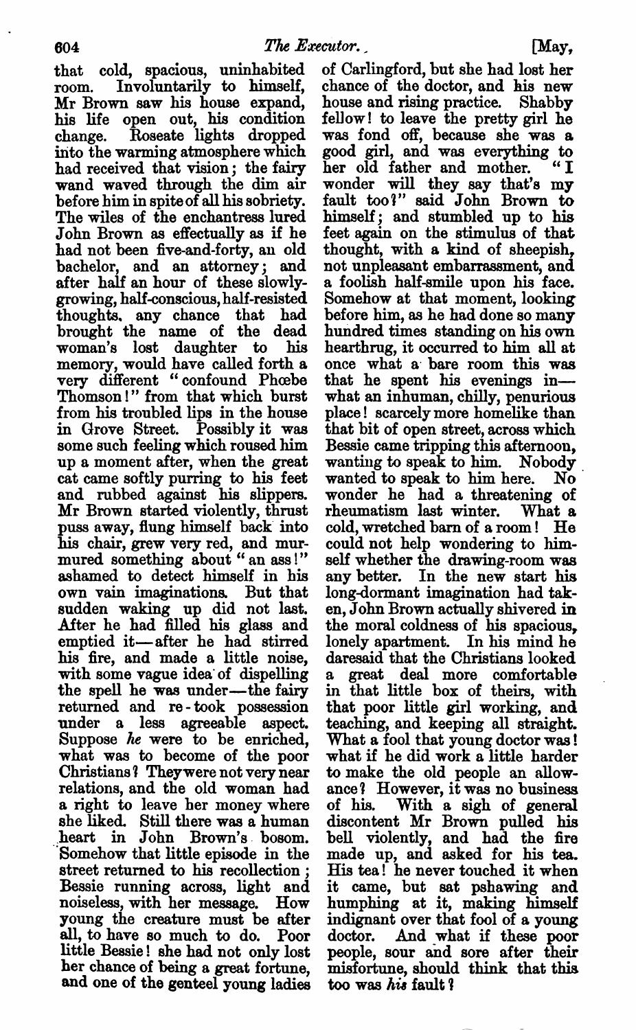that cold, spacious, uninhabited room. Involuntarily to himself, Mr Brown saw his house expand, his life open out, his condition change. Roseate lights dropped into the warming atmosphere which had received that vision; the fairy wand waved through the dim air before him in spite of all his sobriety. The wiles of the enchantress lured John Brown as effectually as if he had not been five-and-forty, an old bachelor, and an attorney; and after half an hour of these slowly-growing, half-conscious, half-resisted thoughts, any chance that had brought the name of the dead woman's lost daughter to his memory, would have called forth a very different "confound Phœbe Thomson!" from that which burst from his troubled lips in the house in Grove Street. Possibly it was some such feeling which roused him up a moment after, when the great cat came softly purring to his feet and rubbed against his slippers. Mr Brown started violently, thrust puss away, flung himself back into his chair, grew very red, and murmured something about "an ass!" ashamed to detect himself in his own vain imaginations. But that sudden waking up did not last. After he had filled his glass and emptied it—after he had stirred his fire, and made a little noise, with some vague idea of dispelling the spell he was under—the fairy returned and re-took possession under a less agreeable aspect. Suppose *he* were to be enriched, what was to become of the poor Christians? They were not very near relations, and the old woman had a right to leave her money where she liked. Still there was a human heart in John Brown's bosom. Somehow that little episode in the street returned to his recollection; Bessie running across, light and noiseless, with her message. How young the creature must be after all, to have so much to do. Poor little Bessie! she had not only lost her chance of being a great fortune, and one of the genteel young ladies of Carlingford, but she had lost her chance of the doctor, and his new house and rising practice. Shabby fellow! to leave the pretty girl he was fond off, because she was a good girl, and was everything to her old father and mother. "I wonder will they say that's my fault too?" said John Brown to himself; and stumbled up to his feet again on the stimulus of that thought, with a kind of sheepish, not unpleasant embarrassment, and a foolish half-smile upon his face. Somehow at that moment, looking before him, as he had done so many hundred times standing on his own hearthrug, it occurred to him all at once what a bare room this was that he spent his evenings in—what an inhuman, chilly, penurious place! scarcely more homelike than that bit of open street, across which Bessie came tripping this afternoon, wanting to speak to him. Nobody wanted to speak to him here. No wonder he had a threatening of rheumatism last winter. What a cold, wretched barn of a room! He could not help wondering to himself whether the drawing-room was any better. In the new start his long-dormant imagination had taken, John Brown actually shivered in the moral coldness of his spacious, lonely apartment. In his mind he daresaid that the Christians looked a great deal more comfortable in that little box of theirs, with that poor little girl working, and teaching, and keeping all straight. What a fool that young doctor was! what if he did work a little harder to make the old people an allowance? However, it was no business of his. With a sigh of general discontent Mr Brown pulled his bell violently, and had the fire made up, and asked for his tea. His tea! he never touched it when it came, but sat pshawing and humphing at it, making himself indignant over that fool of a young doctor. And what if these poor people, sour and sore after their misfortune, should think that this too was *his* fault?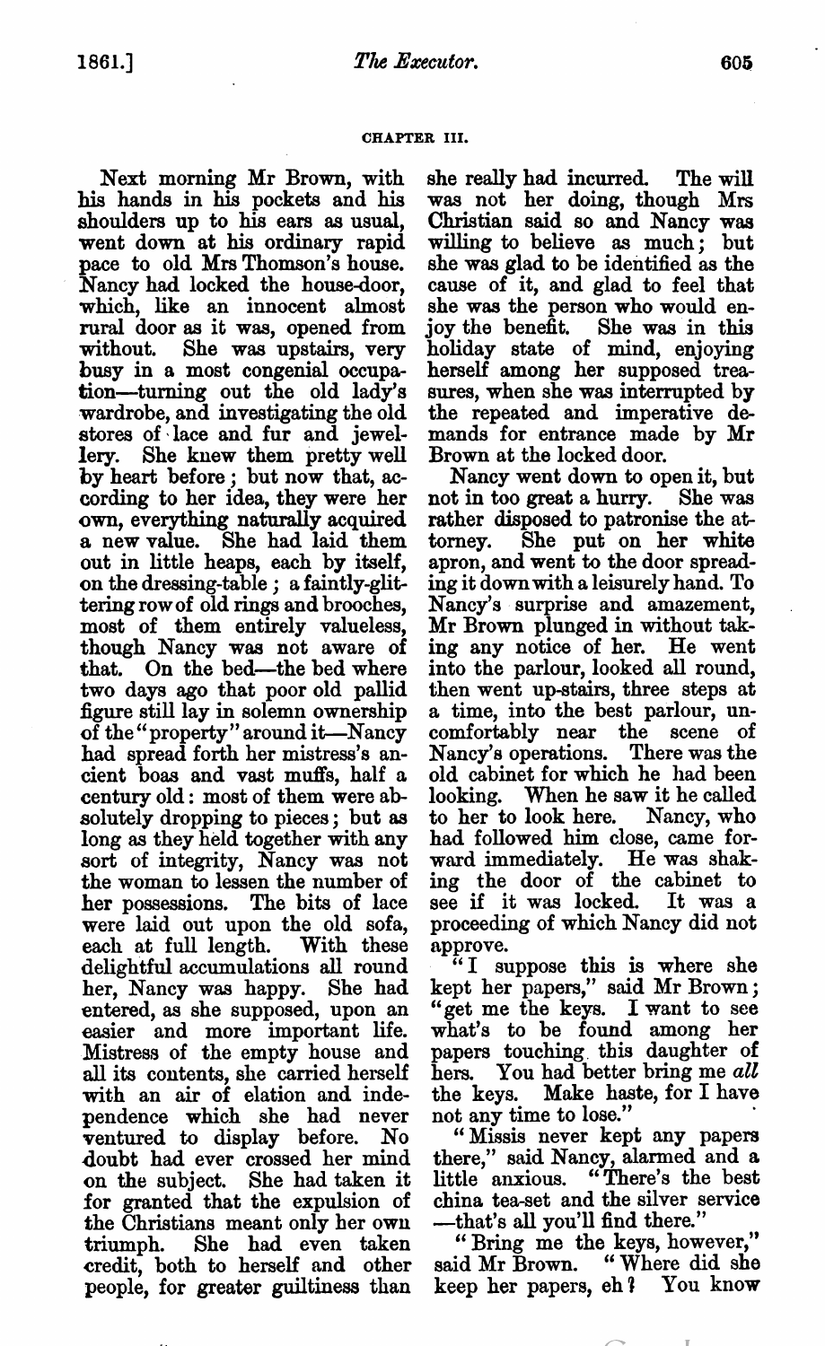### CHAPTER III.

Next morning Mr Brown, with his hands in his pockets and his shoulders up to his ears as usual, went down at his ordinary rapid pace to old Mrs Thomson's house. Nancy had locked the house-door, which, like an innocent almost rural door as it was, opened from without. She was upstairs, very busy in a most congenial occupation—turning out the old lady's wardrobe, and investigating the old stores of lace and fur and jewellery. She knew them pretty well by heart before; but now that, according to her idea, they were her own, everything naturally acquired a new value. She had laid them out in little heaps, each by itself, on the dressing-table; a faintly-glittering row of old rings and brooches, most of them entirely valueless, though Nancy was not aware of that. On the bed—the bed where two days ago that poor old pallid figure still lay in solemn ownership of the "property" around it—Nancy had spread forth her mistress's ancient boas and vast muffs, half a century old: most of them were absolutely dropping to pieces; but as long as they held together with any sort of integrity, Nancy was not the woman to lessen the number of her possessions. The bits of lace were laid out upon the old sofa, each at full length. With these delightful accumulations all round her, Nancy was happy. She had entered, as she supposed, upon an easier and more important life. Mistress of the empty house and all its contents, she carried herself with an air of elation and independence which she had never ventured to display before. No doubt had ever crossed her mind on the subject. She had taken it for granted that the expulsion of the Christians meant only her own triumph. She had even taken credit, both to herself and other people, for greater guiltiness than she really had incurred. The will was not her doing, though Mrs Christian said so and Nancy was willing to believe as much; but she was glad to be identified as the cause of it, and glad to feel that she was the person who would enjoy the benefit. She was in this holiday state of mind, enjoying herself among her supposed treasures, when she was interrupted by the repeated and imperative demands for entrance made by Mr Brown at the locked door.

Nancy went down to open it, but not in too great a hurry. She was rather disposed to patronise the attorney. She put on her white apron, and went to the door spreading it down with a leisurely hand. To Nancy's surprise and amazement, Mr Brown plunged in without taking any notice of her. He went into the parlour, looked all round, then went up-stairs, three steps at a time, into the best parlour, uncomfortably near the scene of Nancy's operations. There was the old cabinet for which he had been looking. When he saw it he called to her to look here. Nancy, who had followed him close, came forward immediately. He was shaking the door of the cabinet to see if it was locked. It was a proceeding of which Nancy did not approve.

"I suppose this is where she kept her papers," said Mr Brown; "get me the keys. I want to see what's to be found among her papers touching this daughter of hers. You had better bring me *all* the keys. Make haste, for I have not any time to lose."

"Missis never kept any papers there," said Nancy, alarmed and a little anxious. "There's the best china tea-set and the silver service —that's all you'll find there."

"Bring me the keys, however," said Mr Brown. "Where did she keep her papers, eh? You know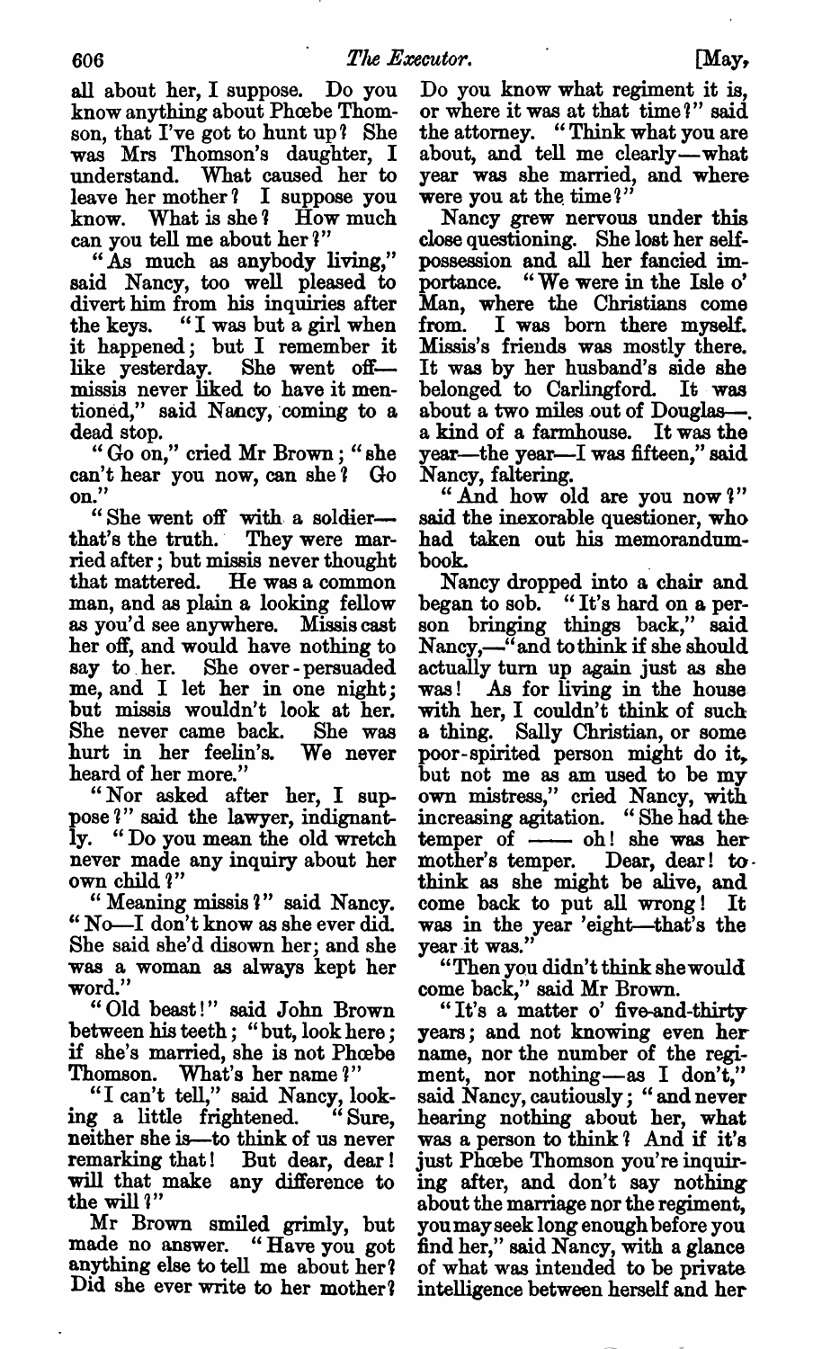all about her, I suppose. Do you know anything about Phœbe Thomson, that I've got to hunt up? She was Mrs Thomson's daughter, I understand. What caused her to leave her mother? I suppose you know. What is she? How much can you tell me about her?"

"As much as anybody living," said Nancy, too well pleased to divert him from his inquiries after the keys. "I was but a girl when it happened; but I remember it like yesterday. She went off—missis never liked to have it mentioned," said Nancy, coming to a dead stop.

"Go on," cried Mr Brown; "she can't hear you now, can she? Go on."

"She went off with a soldier—that's the truth. They were married after; but missis never thought that mattered. He was a common man, and as plain a looking fellow as you'd see anywhere. Missis cast her off, and would have nothing to say to her. She over-persuaded me, and I let her in one night; but missis wouldn't look at her. She never came back. She was hurt in her feelin's. We never heard of her more."

"Nor asked after her, I suppose?" said the lawyer, indignantly. "Do you mean the old wretch never made any inquiry about her own child?"

"Meaning missis?" said Nancy. "No—I don't know as she ever did. She said she'd disown her; and she was a woman as always kept her word."

"Old beast!" said John Brown between his teeth; "but, look here; if she's married, she is not Phœbe Thomson. What's her name?"

"I can't tell," said Nancy, looking a little frightened. "Sure, neither she is—to think of us never remarking that! But dear, dear! will that make any difference to the will?"

Mr Brown smiled grimly, but made no answer. "Have you got anything else to tell me about her? Did she ever write to her mother? Do you know what regiment it is, or where it was at that time?" said the attorney. "Think what you are about, and tell me clearly—what year was she married, and where were you at the time?"

Nancy grew nervous under this close questioning. She lost her self-possession and all her fancied importance. "We were in the Isle o' Man, where the Christians come from. I was born there myself. Missis's friends was mostly there. It was by her husband's side she belonged to Carlingford. It was about a two miles out of Douglas—a kind of a farmhouse. It was the year—the year—I was fifteen," said Nancy, faltering.

"And how old are you now?" said the inexorable questioner, who had taken out his memorandum-book.

Nancy dropped into a chair and began to sob. "It's hard on a person bringing things back," said Nancy,—"and to think if she should actually turn up again just as she was! As for living in the house with her, I couldn't think of such a thing. Sally Christian, or some poor-spirited person might do it, but not me as am used to be my own mistress," cried Nancy, with increasing agitation. "She had the temper of —— oh! she was her mother's temper. Dear, dear! to think as she might be alive, and come back to put all wrong! It was in the year 'eight—that's the year it was."

"Then you didn't think she would come back," said Mr Brown.

"It's a matter o' five-and-thirty years; and not knowing even her name, nor the number of the regiment, nor nothing—as I don't," said Nancy, cautiously; "and never hearing nothing about her, what was a person to think? And if it's just Phœbe Thomson you're inquiring after, and don't say nothing about the marriage nor the regiment, you may seek long enough before you find her," said Nancy, with a glance of what was intended to be private intelligence between herself and her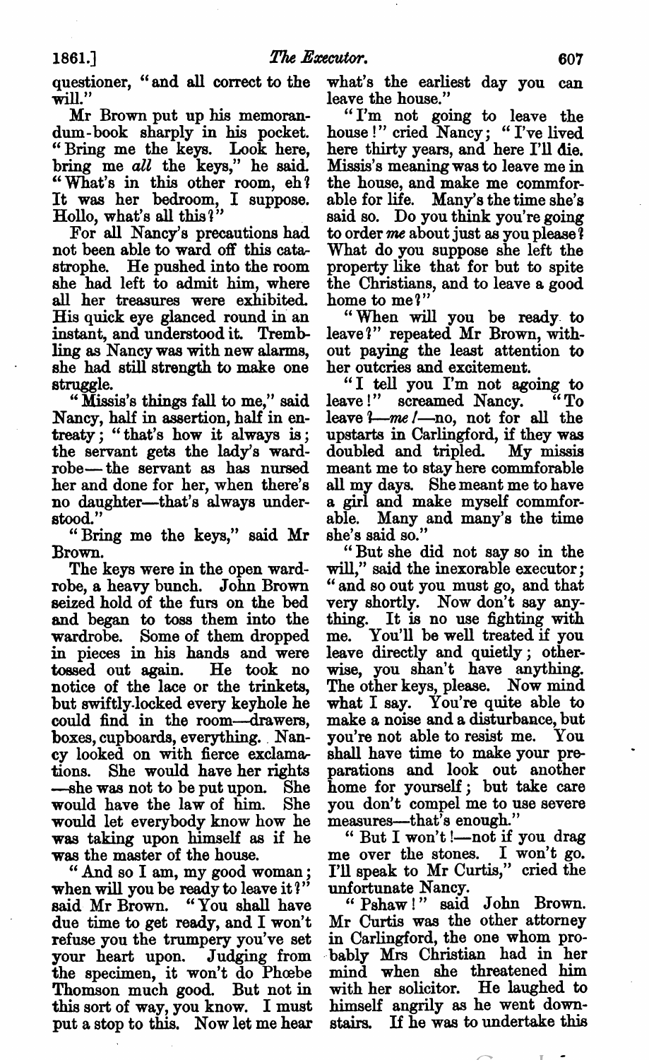questioner, "and all correct to the will."

Mr Brown put up his memorandum-book sharply in his pocket. "Bring me the keys. Look here, bring me *all* the keys," he said. "What's in this other room, eh? It was her bedroom, I suppose. Hollo, what's all this?"

For all Nancy's precautions had not been able to ward off this catastrophe. He pushed into the room she had left to admit him, where all her treasures were exhibited. His quick eye glanced round in an instant, and understood it. Trembling as Nancy was with new alarms, she had still strength to make one struggle.

"Missis's things fall to me," said Nancy, half in assertion, half in entreaty; "that's how it always is; the servant gets the lady's wardrobe—the servant as has nursed her and done for her, when there's no daughter—that's always understood."

"Bring me the keys," said Mr Brown.

The keys were in the open wardrobe, a heavy bunch. John Brown seized hold of the furs on the bed and began to toss them into the wardrobe. Some of them dropped in pieces in his hands and were tossed out again. He took no notice of the lace or the trinkets, but swiftly locked every keyhole he could find in the room—drawers, boxes, cupboards, everything. Nancy looked on with fierce exclamations. She would have her rights —she was not to be put upon. She would have the law of him. She would let everybody know how he was taking upon himself as if he was the master of the house.

"And so I am, my good woman; when will you be ready to leave it?" said Mr Brown. "You shall have due time to get ready, and I won't refuse you the trumpery you've set your heart upon. Judging from the specimen, it won't do Phœbe Thomson much good. But not in this sort of way, you know. I must put a stop to this. Now let me hear what's the earliest day you can leave the house."

"I'm not going to leave the house!" cried Nancy; "I've lived here thirty years, and here I'll die. Missis's meaning was to leave me in the house, and make me commforable for life. Many's the time she's said so. Do you think you're going to order *me* about just as you please? What do you suppose she left the property like that for but to spite the Christians, and to leave a good home to me?"

"When will you be ready to leave?" repeated Mr Brown, without paying the least attention to her outcries and excitement.

"I tell you I'm not agoing to leave!" screamed Nancy. "To leave?—*me!*—no, not for all the upstarts in Carlingford, if they was doubled and tripled. My missis meant me to stay here commforable all my days. She meant me to have a girl and make myself commforable. Many and many's the time she's said so."

"But she did not say so in the will," said the inexorable executor; "and so out you must go, and that very shortly. Now don't say anything. It is no use fighting with me. You'll be well treated if you leave directly and quietly; otherwise, you shan't have anything. The other keys, please. Now mind what I say. You're quite able to make a noise and a disturbance, but you're not able to resist me. You shall have time to make your preparations and look out another home for yourself; but take care you don't compel me to use severe measures—that's enough."

"But I won't!—not if you drag me over the stones. I won't go. I'll speak to Mr Curtis," cried the unfortunate Nancy.

"Pshaw!" said John Brown. Mr Curtis was the other attorney in Carlingford, the one whom probably Mrs Christian had in her mind when she threatened him with her solicitor. He laughed to himself angrily as he went downstairs. If he was to undertake this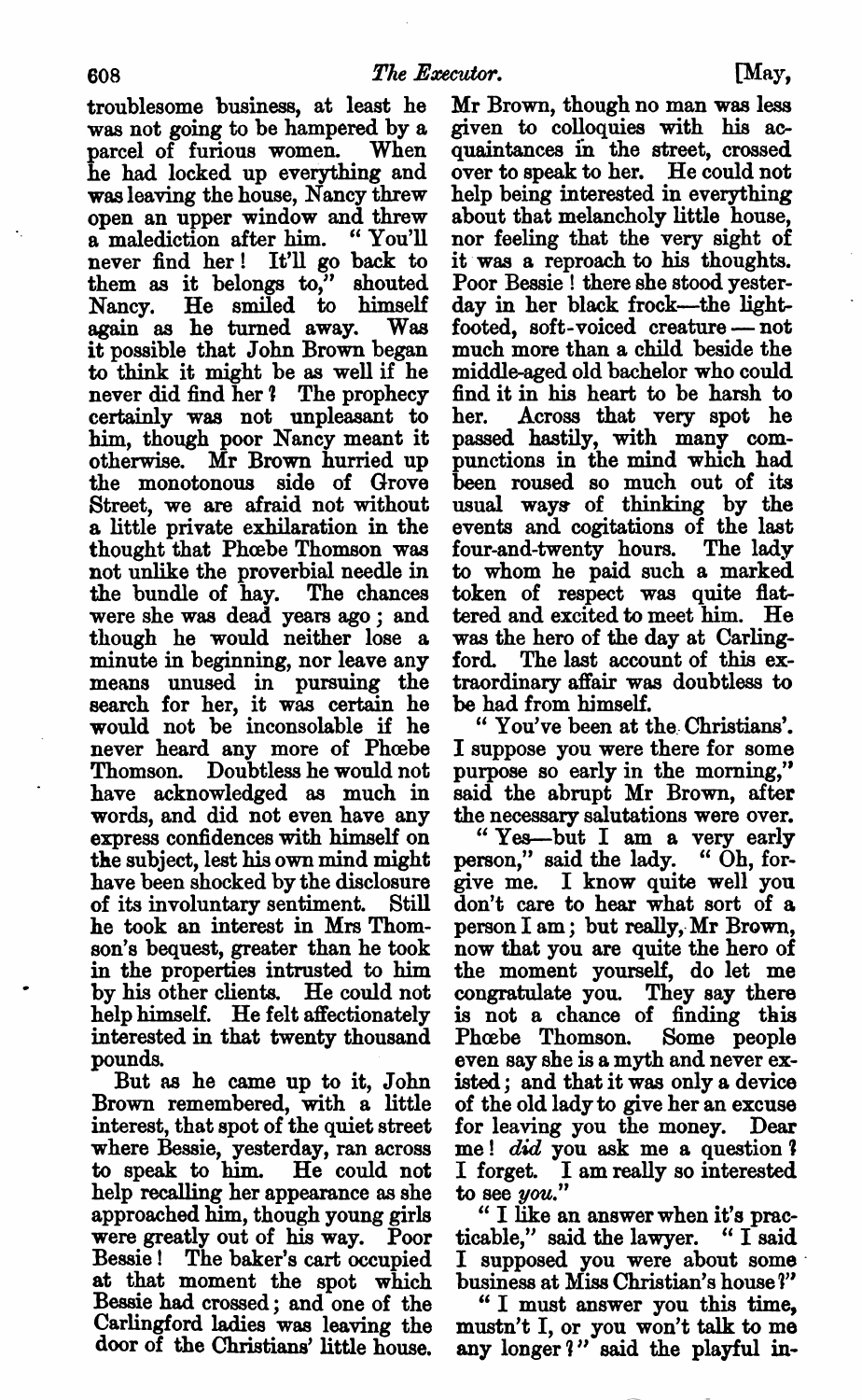troublesome business, at least he was not going to be hampered by a parcel of furious women. When he had locked up everything and was leaving the house, Nancy threw open an upper window and threw a malediction after him. "You'll never find her! It'll go back to them as it belongs to," shouted Nancy. He smiled to himself again as he turned away. Was it possible that John Brown began to think it might be as well if he never did find her? The prophecy certainly was not unpleasant to him, though poor Nancy meant it otherwise. Mr Brown hurried up the monotonous side of Grove Street, we are afraid not without a little private exhilaration in the thought that Phœbe Thomson was not unlike the proverbial needle in the bundle of hay. The chances were she was dead years ago; and though he would neither lose a minute in beginning, nor leave any means unused in pursuing the search for her, it was certain he would not be inconsolable if he never heard any more of Phœbe Thomson. Doubtless he would not have acknowledged as much in words, and did not even have any express confidences with himself on the subject, lest his own mind might have been shocked by the disclosure of its involuntary sentiment. Still he took an interest in Mrs Thomson's bequest, greater than he took in the properties intrusted to him by his other clients. He could not help himself. He felt affectionately interested in that twenty thousand pounds.

But as he came up to it, John Brown remembered, with a little interest, that spot of the quiet street where Bessie, yesterday, ran across to speak to him. He could not help recalling her appearance as she approached him, though young girls were greatly out of his way. Poor Bessie! The baker's cart occupied at that moment the spot which Bessie had crossed; and one of the Carlingford ladies was leaving the door of the Christians' little house. Mr Brown, though no man was less given to colloquies with his acquaintances in the street, crossed over to speak to her. He could not help being interested in everything about that melancholy little house, nor feeling that the very sight of it was a reproach to his thoughts. Poor Bessie! there she stood yesterday in her black frock—the light-footed, soft-voiced creature—not much more than a child beside the middle-aged old bachelor who could find it in his heart to be harsh to her. Across that very spot he passed hastily, with many compunctions in the mind which had been roused so much out of its usual ways of thinking by the events and cogitations of the last four-and-twenty hours. The lady to whom he paid such a marked token of respect was quite flattered and excited to meet him. He was the hero of the day at Carlingford. The last account of this extraordinary affair was doubtless to be had from himself.

"You've been at the Christians'. I suppose you were there for some purpose so early in the morning," said the abrupt Mr Brown, after the necessary salutations were over.

"Yes—but I am a very early person," said the lady. "Oh, forgive me. I know quite well you don't care to hear what sort of a person I am; but really, Mr Brown, now that you are quite the hero of the moment yourself, do let me congratulate you. They say there is not a chance of finding this Phœbe Thomson. Some people even say she is a myth and never existed; and that it was only a device of the old lady to give her an excuse for leaving you the money. Dear me! *did* you ask me a question? I forget. I am really so interested to see *you*."

"I like an answer when it's practicable," said the lawyer. "I said I supposed you were about some business at Miss Christian's house?"

"I must answer you this time, mustn't I, or you won't talk to me any longer?" said the playful in-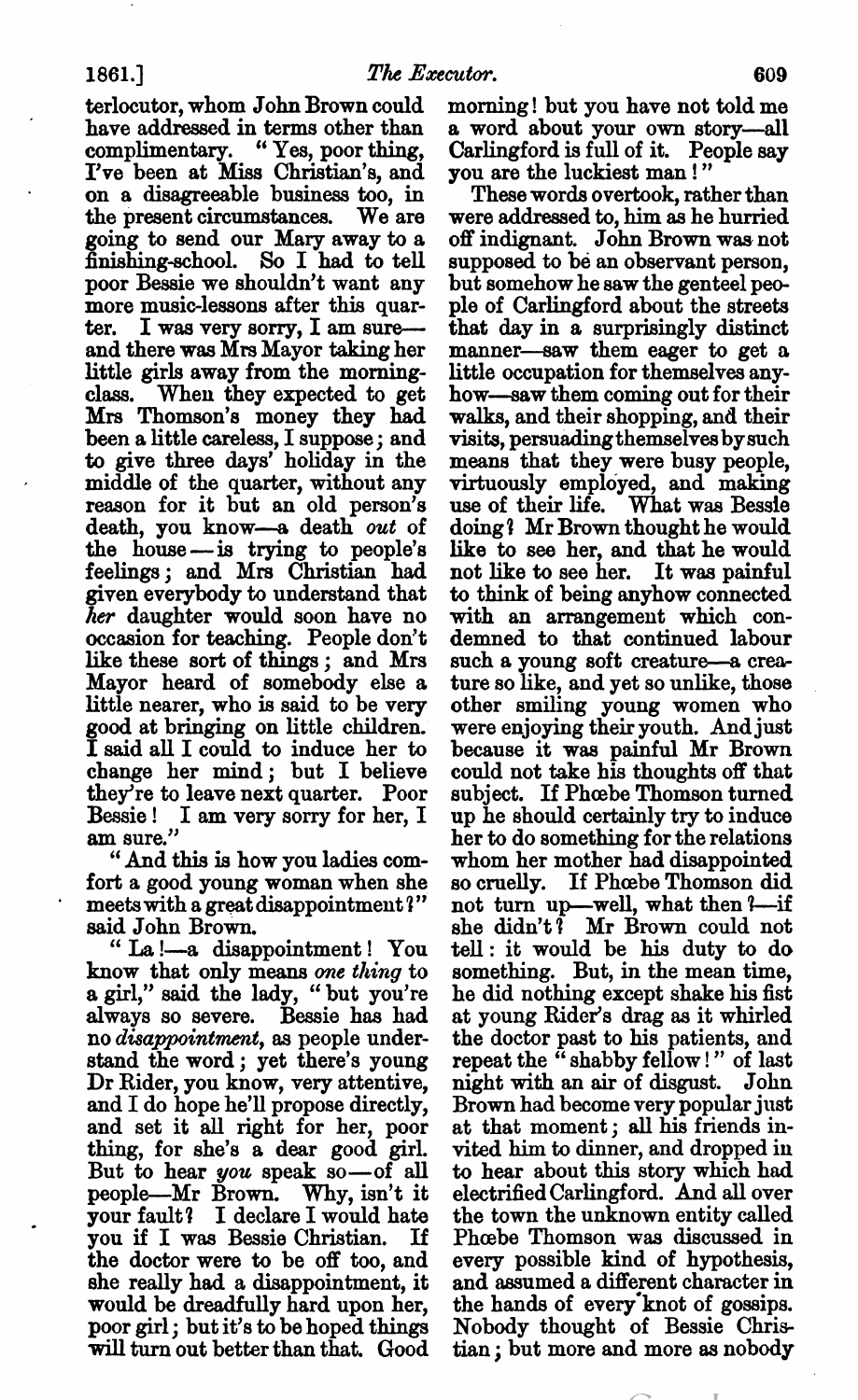terlocutor, whom John Brown could have addressed in terms other than complimentary. "Yes, poor thing, I've been at Miss Christian's, and on a disagreeable business too, in the present circumstances. We are going to send our Mary away to a finishing-school. So I had to tell poor Bessie we shouldn't want any more music-lessons after this quarter. I was very sorry, I am sure—and there was Mrs Mayor taking her little girls away from the morning-class. When they expected to get Mrs Thomson's money they had been a little careless, I suppose; and to give three days' holiday in the middle of the quarter, without any reason for it but an old person's death, you know—a death *out* of the house — is trying to people's feelings; and Mrs Christian had given everybody to understand that *her* daughter would soon have no occasion for teaching. People don't like these sort of things; and Mrs Mayor heard of somebody else a little nearer, who is said to be very good at bringing on little children. I said all I could to induce her to change her mind; but I believe they're to leave next quarter. Poor Bessie! I am very sorry for her, I am sure."

"And this is how you ladies comfort a good young woman when she meets with a great disappointment?" said John Brown.

"La!—a disappointment! You know that only means *one thing* to a girl," said the lady, "but you're always so severe. Bessie has had no *disappointment*, as people understand the word; yet there's young Dr Rider, you know, very attentive, and I do hope he'll propose directly, and set it all right for her, poor thing, for she's a dear good girl. But to hear *you* speak so — of all people—Mr Brown. Why, isn't it your fault? I declare I would hate you if I was Bessie Christian. If the doctor were to be off too, and she really had a disappointment, it would be dreadfully hard upon her, poor girl; but it's to be hoped things will turn out better than that. Good morning! but you have not told me a word about your own story—all Carlingford is full of it. People say you are the luckiest man!"

These words overtook, rather than were addressed to, him as he hurried off indignant. John Brown was not supposed to be an observant person, but somehow he saw the genteel people of Carlingford about the streets that day in a surprisingly distinct manner—saw them eager to get a little occupation for themselves anyhow—saw them coming out for their walks, and their shopping, and their visits, persuading themselves by such means that they were busy people, virtuously employed, and making use of their life. What was Bessie doing? Mr Brown thought he would like to see her, and that he would not like to see her. It was painful to think of being anyhow connected with an arrangement which condemned to that continued labour such a young soft creature—a creature so like, and yet so unlike, those other smiling young women who were enjoying their youth. And just because it was painful Mr Brown could not take his thoughts off that subject. If Phœbe Thomson turned up he should certainly try to induce her to do something for the relations whom her mother had disappointed so cruelly. If Phœbe Thomson did not turn up—well, what then?—if she didn't? Mr Brown could not tell: it would be his duty to do something. But, in the mean time, he did nothing except shake his fist at young Rider's drag as it whirled the doctor past to his patients, and repeat the "shabby fellow!" of last night with an air of disgust. John Brown had become very popular just at that moment; all his friends invited him to dinner, and dropped in to hear about this story which had electrified Carlingford. And all over the town the unknown entity called Phœbe Thomson was discussed in every possible kind of hypothesis, and assumed a different character in the hands of every knot of gossips. Nobody thought of Bessie Christian; but more and more as nobody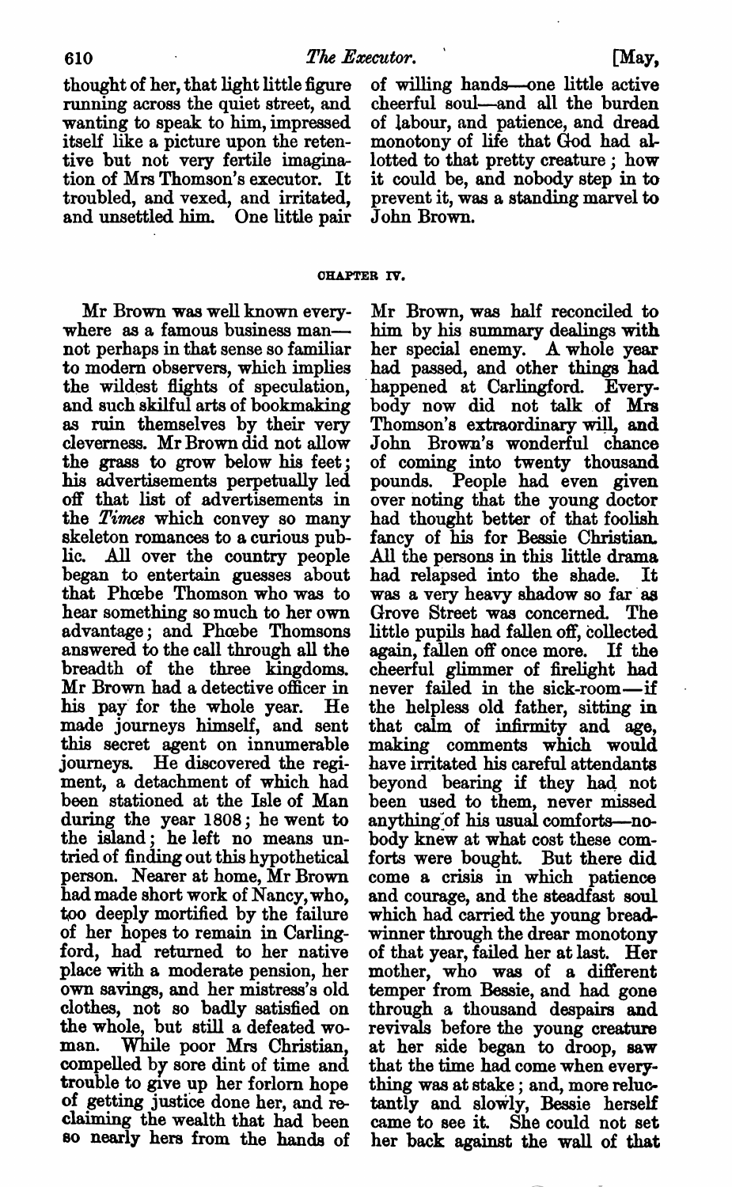thought of her, that light little figure running across the quiet street, and wanting to speak to him, impressed itself like a picture upon the retentive but not very fertile imagination of Mrs Thomson's executor. It troubled, and vexed, and irritated, and unsettled him. One little pair of willing hands—one little active cheerful soul—and all the burden of labour, and patience, and dread monotony of life that God had allotted to that pretty creature; how it could be, and nobody step in to prevent it, was a standing marvel to John Brown.

## CHAPTER IV.

Mr Brown was well known everywhere as a famous business man—not perhaps in that sense so familiar to modern observers, which implies the wildest flights of speculation, and such skilful arts of bookmaking as ruin themselves by their very cleverness. Mr Brown did not allow the grass to grow below his feet; his advertisements perpetually led off that list of advertisements in the *Times* which convey so many skeleton romances to a curious public. All over the country people began to entertain guesses about that Phœbe Thomson who was to hear something so much to her own advantage; and Phœbe Thomsons answered to the call through all the breadth of the three kingdoms. Mr Brown had a detective officer in his pay for the whole year. He made journeys himself, and sent this secret agent on innumerable journeys. He discovered the regiment, a detachment of which had been stationed at the Isle of Man during the year 1808; he went to the island; he left no means untried of finding out this hypothetical person. Nearer at home, Mr Brown had made short work of Nancy, who, too deeply mortified by the failure of her hopes to remain in Carlingford, had returned to her native place with a moderate pension, her own savings, and her mistress's old clothes, not so badly satisfied on the whole, but still a defeated woman. While poor Mrs Christian, compelled by sore dint of time and trouble to give up her forlorn hope of getting justice done her, and reclaiming the wealth that had been so nearly hers from the hands of Mr Brown, was half reconciled to him by his summary dealings with her special enemy. A whole year had passed, and other things had happened at Carlingford. Everybody now did not talk of Mrs Thomson's extraordinary will, and John Brown's wonderful chance of coming into twenty thousand pounds. People had even given over noting that the young doctor had thought better of that foolish fancy of his for Bessie Christian. All the persons in this little drama had relapsed into the shade. It was a very heavy shadow so far as Grove Street was concerned. The little pupils had fallen off, collected again, fallen off once more. If the cheerful glimmer of firelight had never failed in the sick-room—if the helpless old father, sitting in that calm of infirmity and age, making comments which would have irritated his careful attendants beyond bearing if they had not been used to them, never missed anything of his usual comforts—nobody knew at what cost these comforts were bought. But there did come a crisis in which patience and courage, and the steadfast soul which had carried the young breadwinner through the drear monotony of that year, failed her at last. Her mother, who was of a different temper from Bessie, and had gone through a thousand despairs and revivals before the young creature at her side began to droop, saw that the time had come when everything was at stake; and, more reluctantly and slowly, Bessie herself came to see it. She could not set her back against the wall of that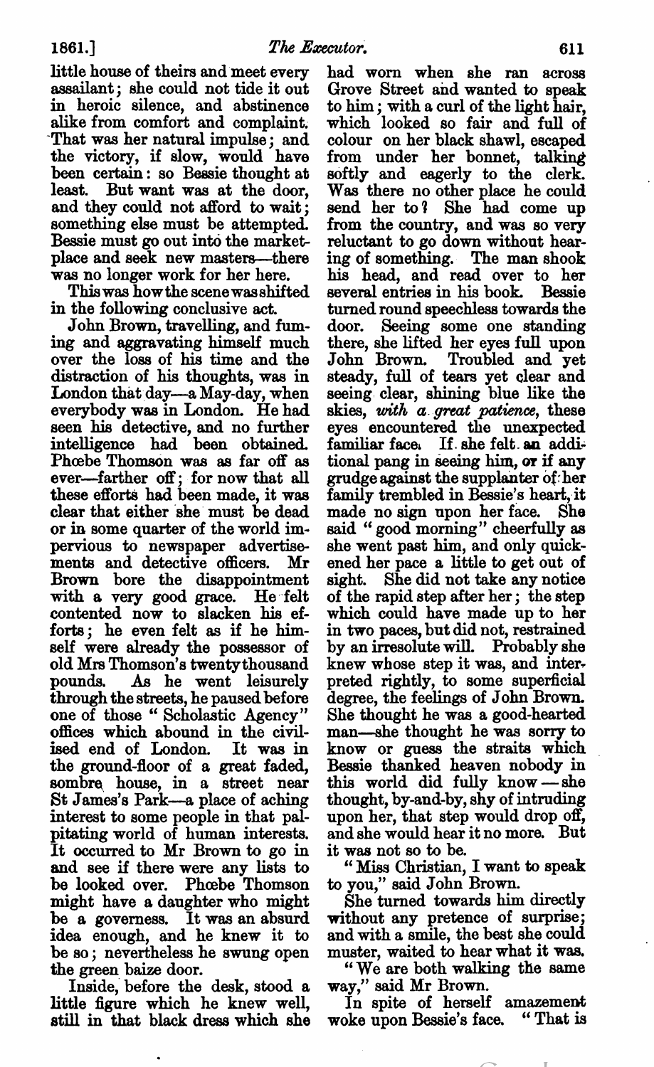little house of theirs and meet every assailant; she could not tide it out in heroic silence, and abstinence alike from comfort and complaint. That was her natural impulse; and the victory, if slow, would have been certain: so Bessie thought at least. But want was at the door, and they could not afford to wait; something else must be attempted. Bessie must go out into the market-place and seek new masters—there was no longer work for her here.

This was how the scene was shifted in the following conclusive act.

John Brown, travelling, and fuming and aggravating himself much over the loss of his time and the distraction of his thoughts, was in London that day—a May-day, when everybody was in London. He had seen his detective, and no further intelligence had been obtained. Phœbe Thomson was as far off as ever—farther off; for now that all these efforts had been made, it was clear that either she must be dead or in some quarter of the world impervious to newspaper advertisements and detective officers. Mr Brown bore the disappointment with a very good grace. He felt contented now to slacken his efforts; he even felt as if he himself were already the possessor of old Mrs Thomson's twenty thousand pounds. As he went leisurely through the streets, he paused before one of those "Scholastic Agency" offices which abound in the civilised end of London. It was in the ground-floor of a great faded, sombre house, in a street near St James's Park—a place of aching interest to some people in that palpitating world of human interests. It occurred to Mr Brown to go in and see if there were any lists to be looked over. Phœbe Thomson might have a daughter who might be a governess. It was an absurd idea enough, and he knew it to be so; nevertheless he swung open the green baize door.

Inside, before the desk, stood a little figure which he knew well, still in that black dress which she had worn when she ran across Grove Street and wanted to speak to him; with a curl of the light hair, which looked so fair and full of colour on her black shawl, escaped from under her bonnet, talking softly and eagerly to the clerk. Was there no other place he could send her to? She had come up from the country, and was so very reluctant to go down without hearing of something. The man shook his head, and read over to her several entries in his book. Bessie turned round speechless towards the door. Seeing some one standing there, she lifted her eyes full upon John Brown. Troubled and yet steady, full of tears yet clear and seeing clear, shining blue like the skies, *with a great patience*, these eyes encountered the unexpected familiar face. If she felt an additional pang in seeing him, or if any grudge against the supplanter of her family trembled in Bessie's heart, it made no sign upon her face. She said "good morning" cheerfully as she went past him, and only quickened her pace a little to get out of sight. She did not take any notice of the rapid step after her; the step which could have made up to her in two paces, but did not, restrained by an irresolute will. Probably she knew whose step it was, and interpreted rightly, to some superficial degree, the feelings of John Brown. She thought he was a good-hearted man—she thought he was sorry to know or guess the straits which Bessie thanked heaven nobody in this world did fully know—she thought, by-and-by, shy of intruding upon her, that step would drop off, and she would hear it no more. But it was not so to be.

"Miss Christian, I want to speak to you," said John Brown.

She turned towards him directly without any pretence of surprise; and with a smile, the best she could muster, waited to hear what it was.

"We are both walking the same way," said Mr Brown.

In spite of herself amazement woke upon Bessie's face. "That is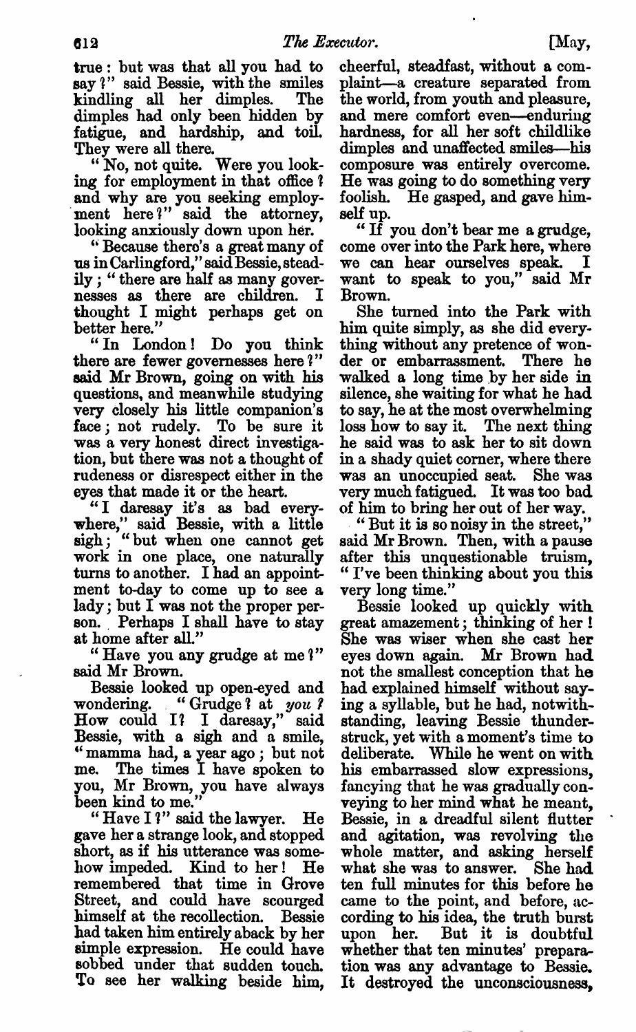true: but was that all you had to say?" said Bessie, with the smiles kindling all her dimples. The dimples had only been hidden by fatigue, and hardship, and toil. They were all there.

"No, not quite. Were you looking for employment in that office? and why are you seeking employment here?" said the attorney, looking anxiously down upon her.

"Because there's a great many of us in Carlingford," said Bessie, steadily; "there are half as many governesses as there are children. I thought I might perhaps get on better here."

"In London! Do you think there are fewer governesses here?" said Mr Brown, going on with his questions, and meanwhile studying very closely his little companion's face; not rudely. To be sure it was a very honest direct investigation, but there was not a thought of rudeness or disrespect either in the eyes that made it or the heart.

"I daresay it's as bad everywhere," said Bessie, with a little sigh; "but when one cannot get work in one place, one naturally turns to another. I had an appointment to-day to come up to see a lady; but I was not the proper person. Perhaps I shall have to stay at home after all."

"Have you any grudge at me?" said Mr Brown.

Bessie looked up open-eyed and wondering. "Grudge? at *you?* How could I? I daresay," said Bessie, with a sigh and a smile, "mamma had, a year ago; but not me. The times I have spoken to you, Mr Brown, you have always been kind to me."

"Have I?" said the lawyer. He gave her a strange look, and stopped short, as if his utterance was somehow impeded. Kind to her! He remembered that time in Grove Street, and could have scourged himself at the recollection. Bessie had taken him entirely aback by her simple expression. He could have sobbed under that sudden touch. To see her walking beside him, cheerful, steadfast, without a complaint—a creature separated from the world, from youth and pleasure, and mere comfort even—enduring hardness, for all her soft childlike dimples and unaffected smiles—his composure was entirely overcome. He was going to do something very foolish. He gasped, and gave himself up.

"If you don't bear me a grudge, come over into the Park here, where we can hear ourselves speak. I want to speak to you," said Mr Brown.

She turned into the Park with him quite simply, as she did everything without any pretence of wonder or embarrassment. There he walked a long time by her side in silence, she waiting for what he had to say, he at the most overwhelming loss how to say it. The next thing he said was to ask her to sit down in a shady quiet corner, where there was an unoccupied seat. She was very much fatigued. It was too bad of him to bring her out of her way.

"But it is so noisy in the street," said Mr Brown. Then, with a pause after this unquestionable truism, "I've been thinking about you this very long time."

Bessie looked up quickly with great amazement; thinking of her! She was wiser when she cast her eyes down again. Mr Brown had not the smallest conception that he had explained himself without saying a syllable, but he had, notwithstanding, leaving Bessie thunderstruck, yet with a moment's time to deliberate. While he went on with his embarrassed slow expressions, fancying that he was gradually conveying to her mind what he meant, Bessie, in a dreadful silent flutter and agitation, was revolving the whole matter, and asking herself what she was to answer. She had ten full minutes for this before he came to the point, and before, according to his idea, the truth burst upon her. But it is doubtful whether that ten minutes' preparation was any advantage to Bessie. It destroyed the unconsciousness,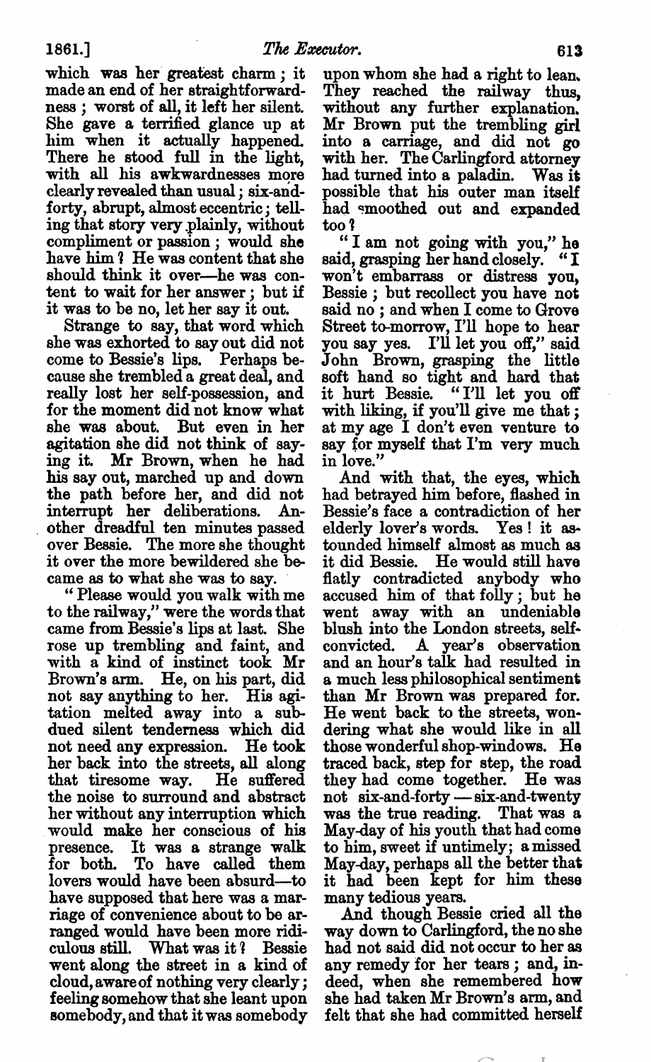which was her greatest charm; it made an end of her straightforwardness; worst of all, it left her silent. She gave a terrified glance up at him when it actually happened. There he stood full in the light, with all his awkwardnesses more clearly revealed than usual; six-and-forty, abrupt, almost eccentric; telling that story very plainly, without compliment or passion; would she have him? He was content that she should think it over—he was content to wait for her answer; but if it was to be no, let her say it out.

Strange to say, that word which she was exhorted to say out did not come to Bessie's lips. Perhaps because she trembled a great deal, and really lost her self-possession, and for the moment did not know what she was about. But even in her agitation she did not think of saying it. Mr Brown, when he had his say out, marched up and down the path before her, and did not interrupt her deliberations. Another dreadful ten minutes passed over Bessie. The more she thought it over the more bewildered she became as to what she was to say.

"Please would you walk with me to the railway," were the words that came from Bessie's lips at last. She rose up trembling and faint, and with a kind of instinct took Mr Brown's arm. He, on his part, did not say anything to her. His agitation melted away into a subdued silent tenderness which did not need any expression. He took her back into the streets, all along that tiresome way. He suffered the noise to surround and abstract her without any interruption which would make her conscious of his presence. It was a strange walk for both. To have called them lovers would have been absurd—to have supposed that here was a marriage of convenience about to be arranged would have been more ridiculous still. What was it? Bessie went along the street in a kind of cloud, aware of nothing very clearly; feeling somehow that she leant upon somebody, and that it was somebody upon whom she had a right to lean. They reached the railway thus, without any further explanation. Mr Brown put the trembling girl into a carriage, and did not go with her. The Carlingford attorney had turned into a paladin. Was it possible that his outer man itself had smoothed out and expanded too?

"I am not going with you," he said, grasping her hand closely. "I won't embarrass or distress you, Bessie; but recollect you have not said no; and when I come to Grove Street to-morrow, I'll hope to hear you say yes. I'll let you off," said John Brown, grasping the little soft hand so tight and hard that it hurt Bessie. "I'll let you off with liking, if you'll give me that; at my age I don't even venture to say for myself that I'm very much in love."

And with that, the eyes, which had betrayed him before, flashed in Bessie's face a contradiction of her elderly lover's words. Yes! it astounded himself almost as much as it did Bessie. He would still have flatly contradicted anybody who accused him of that folly; but he went away with an undeniable blush into the London streets, self-convicted. A year's observation and an hour's talk had resulted in a much less philosophical sentiment than Mr Brown was prepared for. He went back to the streets, wondering what she would like in all those wonderful shop-windows. He traced back, step for step, the road they had come together. He was not six-and-forty — six-and-twenty was the true reading. That was a May-day of his youth that had come to him, sweet if untimely; a missed May-day, perhaps all the better that it had been kept for him these many tedious years.

And though Bessie cried all the way down to Carlingford, the no she had not said did not occur to her as any remedy for her tears; and, indeed, when she remembered how she had taken Mr Brown's arm, and felt that she had committed herself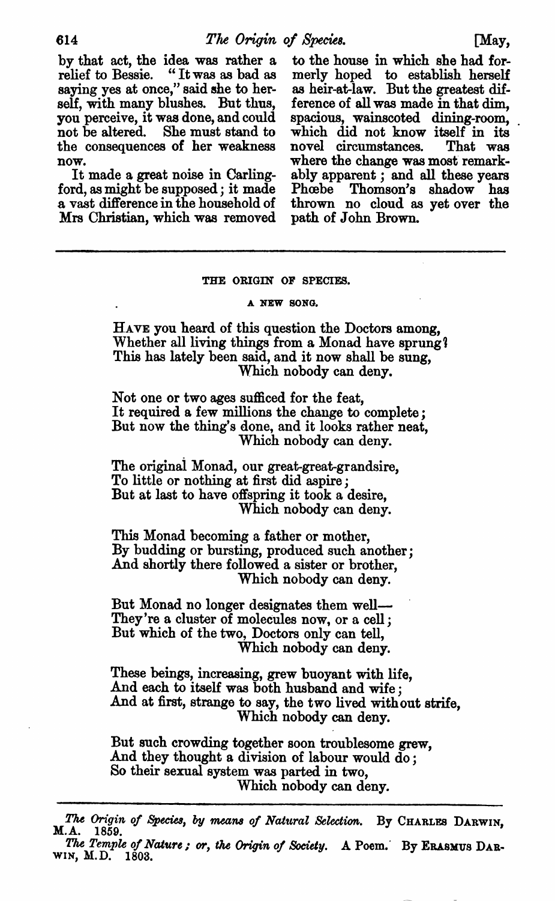by that act, the idea was rather a relief to Bessie. "It was as bad as saying yes at once," said she to herself, with many blushes. But thus, you perceive, it was done, and could not be altered. She must stand to the consequences of her weakness now.

It made a great noise in Carlingford, as might be supposed; it made a vast difference in the household of Mrs Christian, which was removed to the house in which she had formerly hoped to establish herself as heir-at-law. But the greatest difference of all was made in that dim, spacious, wainscoted dining-room, which did not know itself in its novel circumstances. That was where the change was most remarkably apparent; and all these years Phœbe Thomson's shadow has thrown no cloud as yet over the path of John Brown.

---

## THE ORIGIN OF SPECIES.

### A NEW SONG.

HAVE you heard of this question the Doctors among,
Whether all living things from a Monad have sprung?
This has lately been said, and it now shall be sung,
Which nobody can deny.

Not one or two ages sufficed for the feat,
It required a few millions the change to complete;
But now the thing's done, and it looks rather neat,
Which nobody can deny.

The original Monad, our great-great-grandsire,
To little or nothing at first did aspire;
But at last to have offspring it took a desire,
Which nobody can deny.

This Monad becoming a father or mother,
By budding or bursting, produced such another;
And shortly there followed a sister or brother,
Which nobody can deny.

But Monad no longer designates them well—
They're a cluster of molecules now, or a cell;
But which of the two, Doctors only can tell,
Which nobody can deny.

These beings, increasing, grew buoyant with life,
And each to itself was both husband and wife;
And at first, strange to say, the two lived without strife,
Which nobody can deny.

But such crowding together soon troublesome grew,
And they thought a division of labour would do;
So their sexual system was parted in two,
Which nobody can deny.

---

*The Origin of Species, by means of Natural Selection.* By CHARLES DARWIN, M.A. 1859.

*The Temple of Nature; or, the Origin of Society.* A Poem. By ERASMUS DARWIN, M.D. 1803.